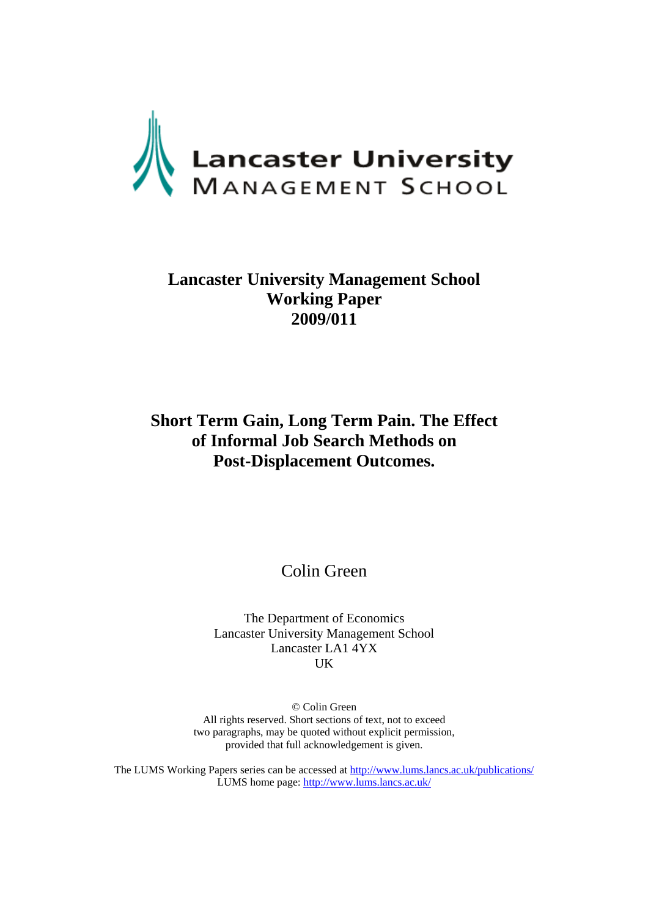Lancaster University
MANAGEMENT SCHOOL

**Lancaster University Management School**
**Working Paper**
**2009/011**

# Short Term Gain, Long Term Pain. The Effect of Informal Job Search Methods on Post-Displacement Outcomes.

Colin Green

The Department of Economics
Lancaster University Management School
Lancaster LA1 4YX
UK

© Colin Green
All rights reserved. Short sections of text, not to exceed two paragraphs, may be quoted without explicit permission, provided that full acknowledgement is given.

The LUMS Working Papers series can be accessed at http://www.lums.lancs.ac.uk/publications/
LUMS home page: http://www.lums.lancs.ac.uk/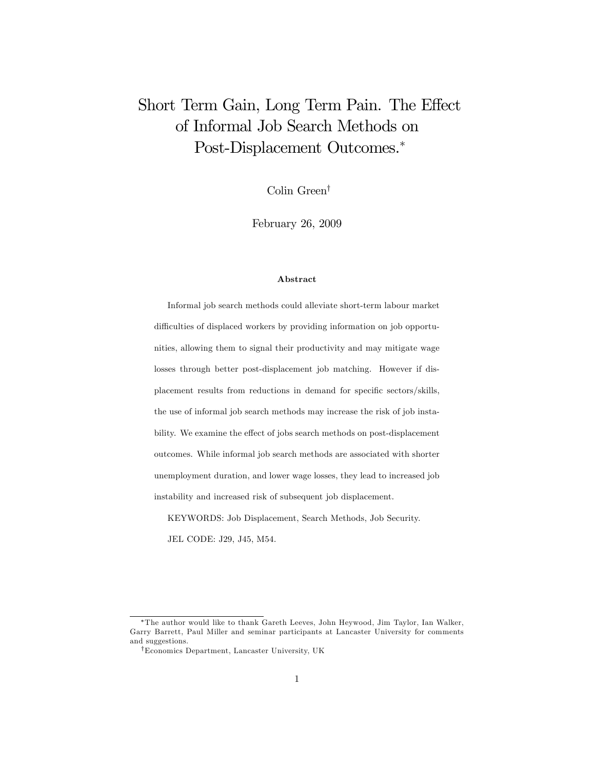# Short Term Gain, Long Term Pain. The Effect of Informal Job Search Methods on Post-Displacement Outcomes.*

Colin Green[†]

February 26, 2009

### Abstract

Informal job search methods could alleviate short-term labour market difficulties of displaced workers by providing information on job opportunities, allowing them to signal their productivity and may mitigate wage losses through better post-displacement job matching. However if displacement results from reductions in demand for specific sectors/skills, the use of informal job search methods may increase the risk of job instability. We examine the effect of jobs search methods on post-displacement outcomes. While informal job search methods are associated with shorter unemployment duration, and lower wage losses, they lead to increased job instability and increased risk of subsequent job displacement.

KEYWORDS: Job Displacement, Search Methods, Job Security.

JEL CODE: J29, J45, M54.

---

*The author would like to thank Gareth Leeves, John Heywood, Jim Taylor, Ian Walker, Garry Barrett, Paul Miller and seminar participants at Lancaster University for comments and suggestions.

[†]Economics Department, Lancaster University, UK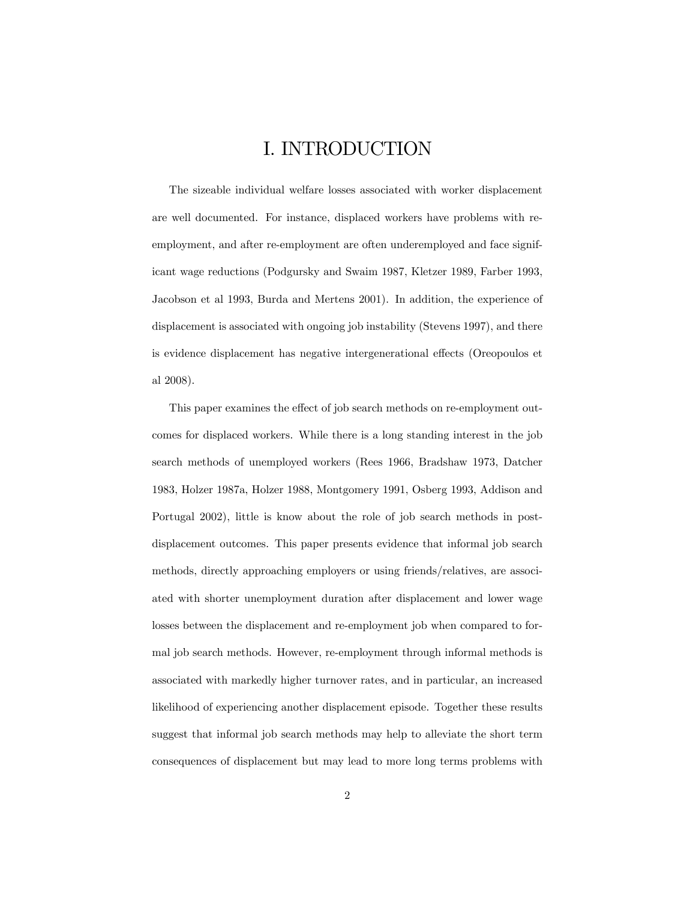# I. INTRODUCTION

The sizeable individual welfare losses associated with worker displacement are well documented. For instance, displaced workers have problems with re-employment, and after re-employment are often underemployed and face significant wage reductions (Podgursky and Swaim 1987, Kletzer 1989, Farber 1993, Jacobson et al 1993, Burda and Mertens 2001). In addition, the experience of displacement is associated with ongoing job instability (Stevens 1997), and there is evidence displacement has negative intergenerational effects (Oreopoulos et al 2008).

This paper examines the effect of job search methods on re-employment outcomes for displaced workers. While there is a long standing interest in the job search methods of unemployed workers (Rees 1966, Bradshaw 1973, Datcher 1983, Holzer 1987a, Holzer 1988, Montgomery 1991, Osberg 1993, Addison and Portugal 2002), little is know about the role of job search methods in post-displacement outcomes. This paper presents evidence that informal job search methods, directly approaching employers or using friends/relatives, are associated with shorter unemployment duration after displacement and lower wage losses between the displacement and re-employment job when compared to formal job search methods. However, re-employment through informal methods is associated with markedly higher turnover rates, and in particular, an increased likelihood of experiencing another displacement episode. Together these results suggest that informal job search methods may help to alleviate the short term consequences of displacement but may lead to more long terms problems with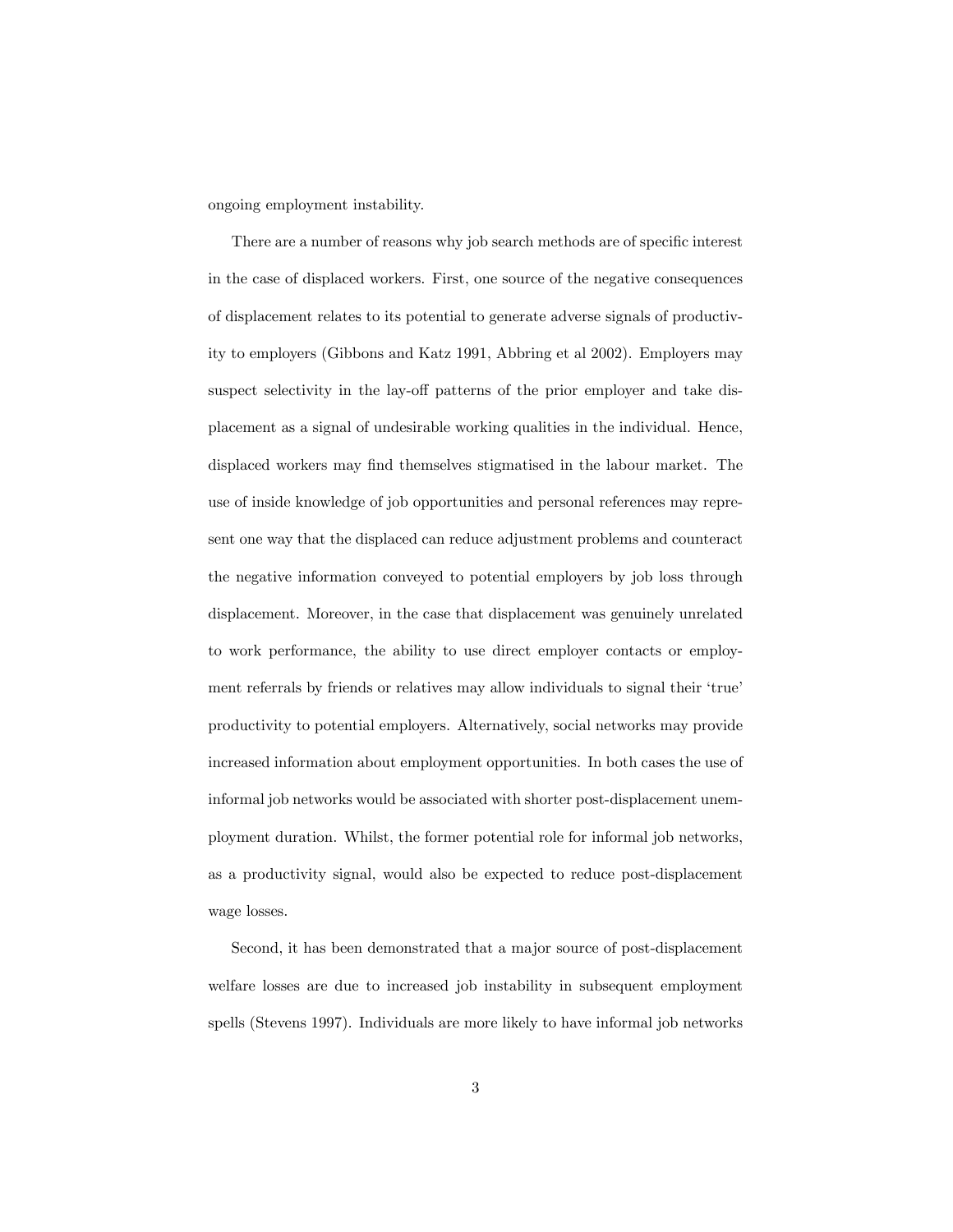ongoing employment instability.

There are a number of reasons why job search methods are of specific interest in the case of displaced workers. First, one source of the negative consequences of displacement relates to its potential to generate adverse signals of productivity to employers (Gibbons and Katz 1991, Abbring et al 2002). Employers may suspect selectivity in the lay-off patterns of the prior employer and take displacement as a signal of undesirable working qualities in the individual. Hence, displaced workers may find themselves stigmatised in the labour market. The use of inside knowledge of job opportunities and personal references may represent one way that the displaced can reduce adjustment problems and counteract the negative information conveyed to potential employers by job loss through displacement. Moreover, in the case that displacement was genuinely unrelated to work performance, the ability to use direct employer contacts or employment referrals by friends or relatives may allow individuals to signal their 'true' productivity to potential employers. Alternatively, social networks may provide increased information about employment opportunities. In both cases the use of informal job networks would be associated with shorter post-displacement unemployment duration. Whilst, the former potential role for informal job networks, as a productivity signal, would also be expected to reduce post-displacement wage losses.

Second, it has been demonstrated that a major source of post-displacement welfare losses are due to increased job instability in subsequent employment spells (Stevens 1997). Individuals are more likely to have informal job networks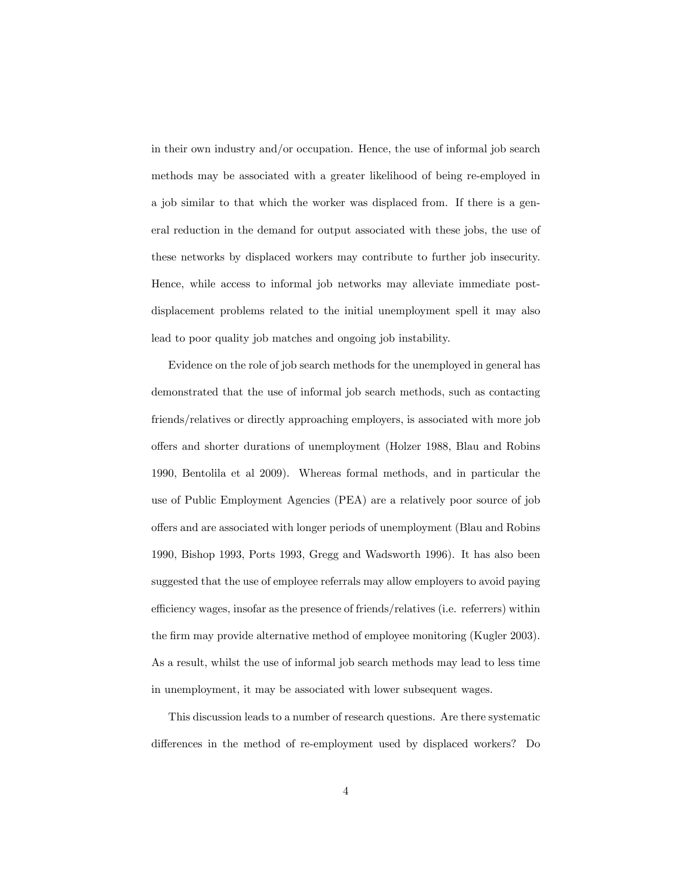in their own industry and/or occupation. Hence, the use of informal job search methods may be associated with a greater likelihood of being re-employed in a job similar to that which the worker was displaced from. If there is a general reduction in the demand for output associated with these jobs, the use of these networks by displaced workers may contribute to further job insecurity. Hence, while access to informal job networks may alleviate immediate post-displacement problems related to the initial unemployment spell it may also lead to poor quality job matches and ongoing job instability.

Evidence on the role of job search methods for the unemployed in general has demonstrated that the use of informal job search methods, such as contacting friends/relatives or directly approaching employers, is associated with more job offers and shorter durations of unemployment (Holzer 1988, Blau and Robins 1990, Bentolila et al 2009). Whereas formal methods, and in particular the use of Public Employment Agencies (PEA) are a relatively poor source of job offers and are associated with longer periods of unemployment (Blau and Robins 1990, Bishop 1993, Ports 1993, Gregg and Wadsworth 1996). It has also been suggested that the use of employee referrals may allow employers to avoid paying efficiency wages, insofar as the presence of friends/relatives (i.e. referrers) within the firm may provide alternative method of employee monitoring (Kugler 2003). As a result, whilst the use of informal job search methods may lead to less time in unemployment, it may be associated with lower subsequent wages.

This discussion leads to a number of research questions. Are there systematic differences in the method of re-employment used by displaced workers? Do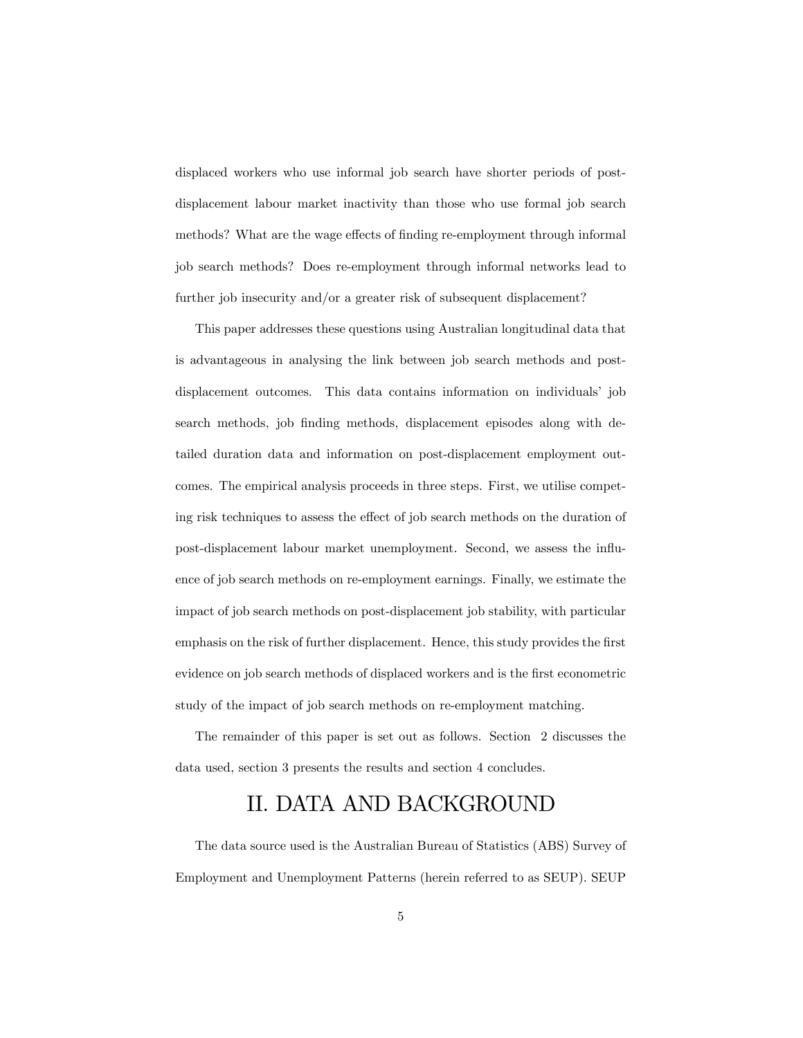displaced workers who use informal job search have shorter periods of post-displacement labour market inactivity than those who use formal job search methods? What are the wage effects of finding re-employment through informal job search methods? Does re-employment through informal networks lead to further job insecurity and/or a greater risk of subsequent displacement?

This paper addresses these questions using Australian longitudinal data that is advantageous in analysing the link between job search methods and post-displacement outcomes. This data contains information on individuals' job search methods, job finding methods, displacement episodes along with detailed duration data and information on post-displacement employment outcomes. The empirical analysis proceeds in three steps. First, we utilise competing risk techniques to assess the effect of job search methods on the duration of post-displacement labour market unemployment. Second, we assess the influence of job search methods on re-employment earnings. Finally, we estimate the impact of job search methods on post-displacement job stability, with particular emphasis on the risk of further displacement. Hence, this study provides the first evidence on job search methods of displaced workers and is the first econometric study of the impact of job search methods on re-employment matching.

The remainder of this paper is set out as follows. Section 2 discusses the data used, section 3 presents the results and section 4 concludes.

## II. DATA AND BACKGROUND

The data source used is the Australian Bureau of Statistics (ABS) Survey of Employment and Unemployment Patterns (herein referred to as SEUP). SEUP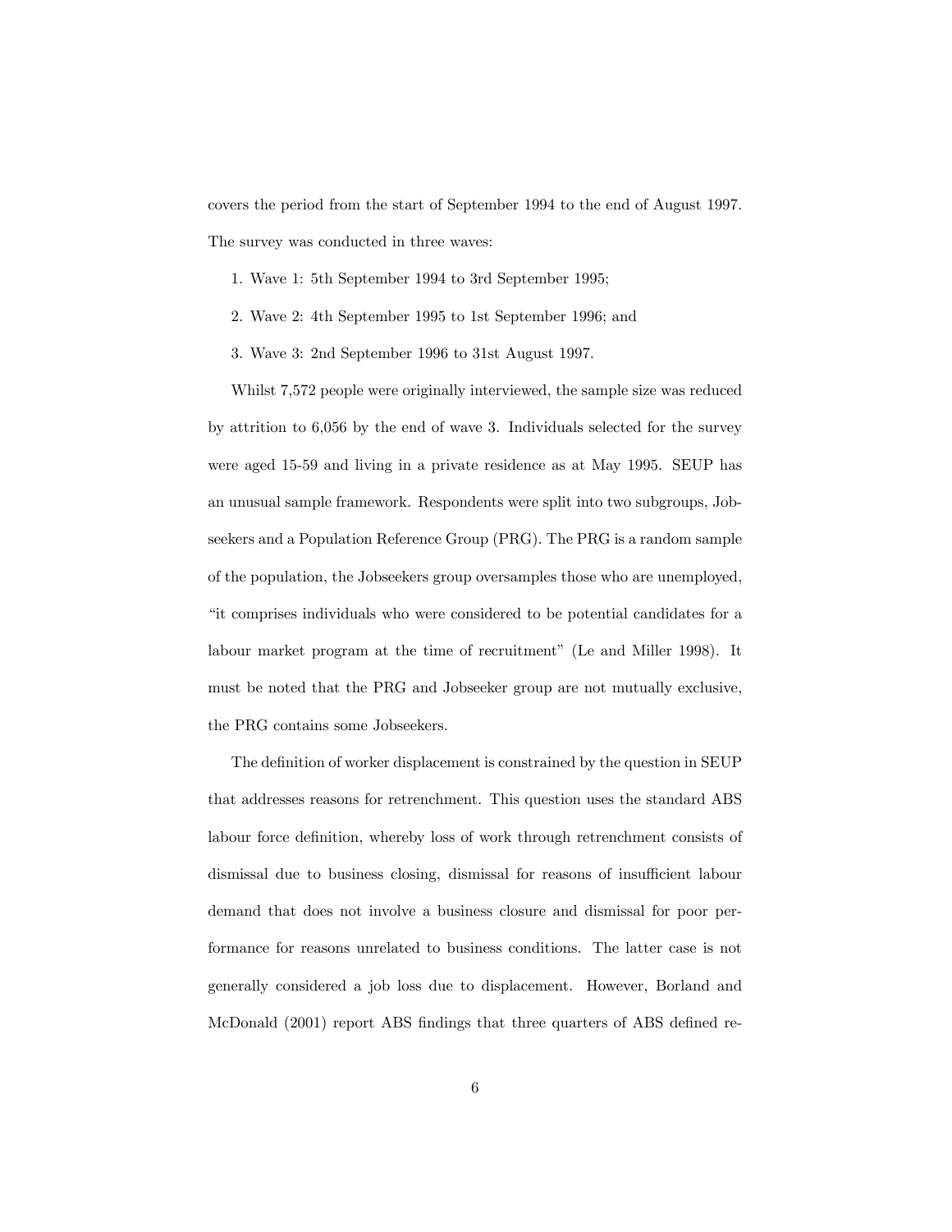covers the period from the start of September 1994 to the end of August 1997. The survey was conducted in three waves:

1. Wave 1: 5th September 1994 to 3rd September 1995;
2. Wave 2: 4th September 1995 to 1st September 1996; and
3. Wave 3: 2nd September 1996 to 31st August 1997.

Whilst 7,572 people were originally interviewed, the sample size was reduced by attrition to 6,056 by the end of wave 3. Individuals selected for the survey were aged 15-59 and living in a private residence as at May 1995. SEUP has an unusual sample framework. Respondents were split into two subgroups, Jobseekers and a Population Reference Group (PRG). The PRG is a random sample of the population, the Jobseekers group oversamples those who are unemployed, "it comprises individuals who were considered to be potential candidates for a labour market program at the time of recruitment" (Le and Miller 1998). It must be noted that the PRG and Jobseeker group are not mutually exclusive, the PRG contains some Jobseekers.

The definition of worker displacement is constrained by the question in SEUP that addresses reasons for retrenchment. This question uses the standard ABS labour force definition, whereby loss of work through retrenchment consists of dismissal due to business closing, dismissal for reasons of insufficient labour demand that does not involve a business closure and dismissal for poor performance for reasons unrelated to business conditions. The latter case is not generally considered a job loss due to displacement. However, Borland and McDonald (2001) report ABS findings that three quarters of ABS defined re-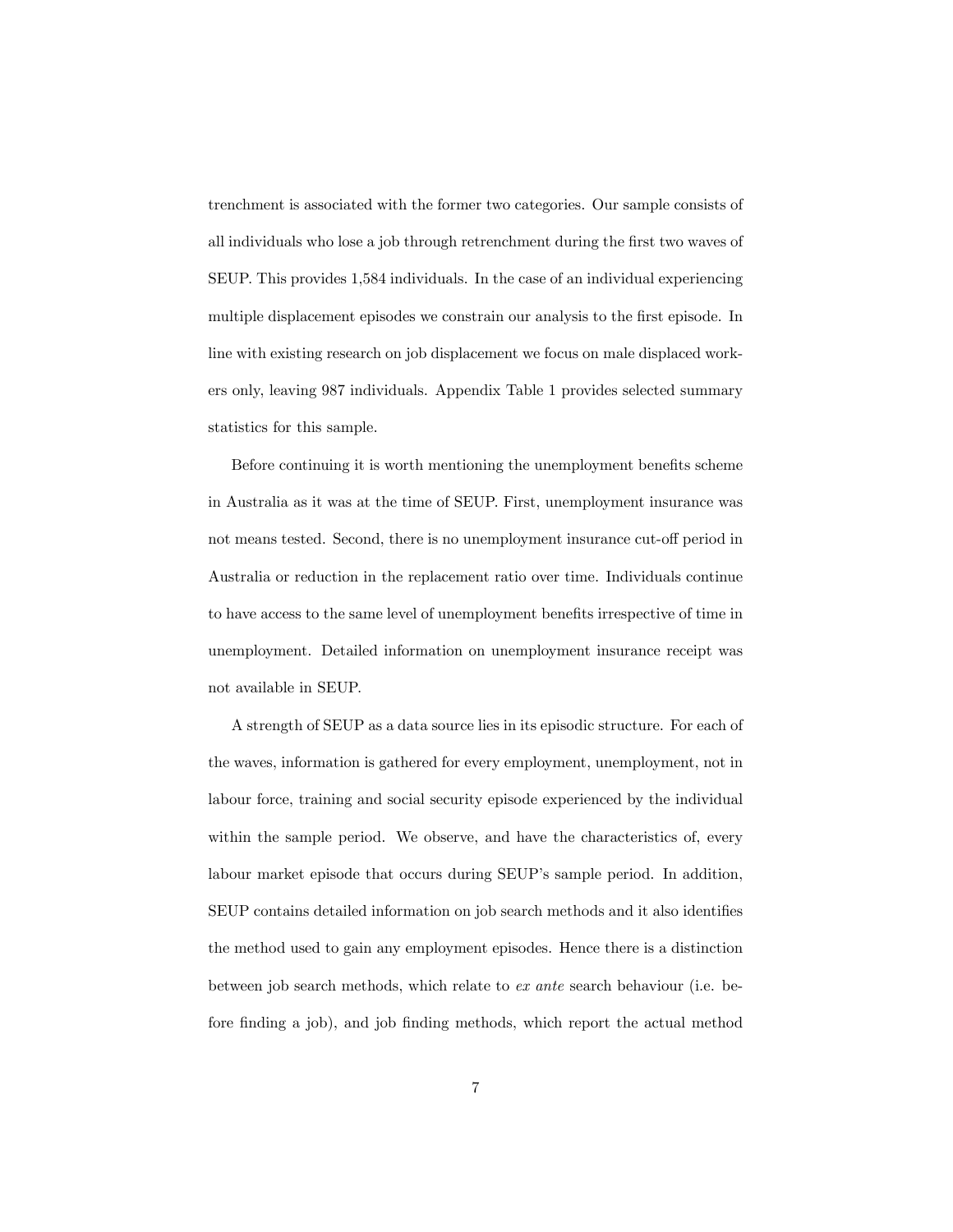trenchment is associated with the former two categories. Our sample consists of all individuals who lose a job through retrenchment during the first two waves of SEUP. This provides 1,584 individuals. In the case of an individual experiencing multiple displacement episodes we constrain our analysis to the first episode. In line with existing research on job displacement we focus on male displaced workers only, leaving 987 individuals. Appendix Table 1 provides selected summary statistics for this sample.

Before continuing it is worth mentioning the unemployment benefits scheme in Australia as it was at the time of SEUP. First, unemployment insurance was not means tested. Second, there is no unemployment insurance cut-off period in Australia or reduction in the replacement ratio over time. Individuals continue to have access to the same level of unemployment benefits irrespective of time in unemployment. Detailed information on unemployment insurance receipt was not available in SEUP.

A strength of SEUP as a data source lies in its episodic structure. For each of the waves, information is gathered for every employment, unemployment, not in labour force, training and social security episode experienced by the individual within the sample period. We observe, and have the characteristics of, every labour market episode that occurs during SEUP's sample period. In addition, SEUP contains detailed information on job search methods and it also identifies the method used to gain any employment episodes. Hence there is a distinction between job search methods, which relate to *ex ante* search behaviour (i.e. before finding a job), and job finding methods, which report the actual method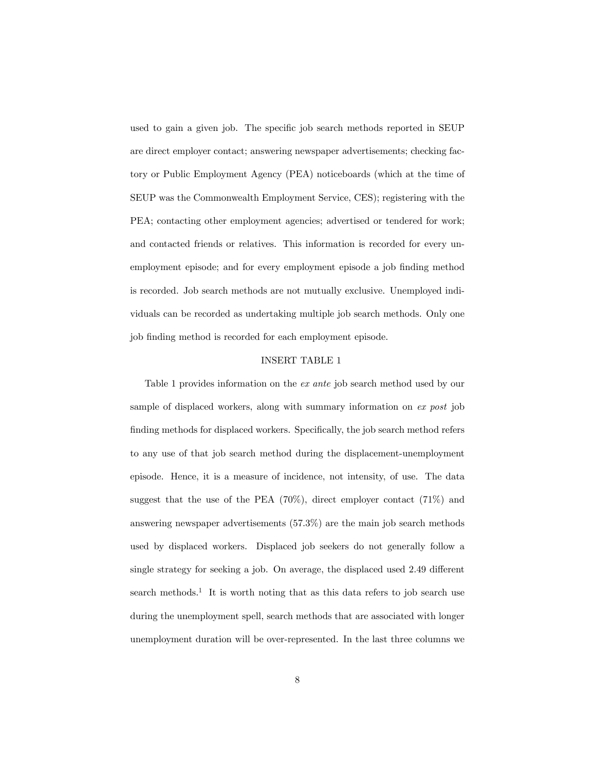used to gain a given job. The specific job search methods reported in SEUP are direct employer contact; answering newspaper advertisements; checking factory or Public Employment Agency (PEA) noticeboards (which at the time of SEUP was the Commonwealth Employment Service, CES); registering with the PEA; contacting other employment agencies; advertised or tendered for work; and contacted friends or relatives. This information is recorded for every unemployment episode; and for every employment episode a job finding method is recorded. Job search methods are not mutually exclusive. Unemployed individuals can be recorded as undertaking multiple job search methods. Only one job finding method is recorded for each employment episode.

INSERT TABLE 1

Table 1 provides information on the *ex ante* job search method used by our sample of displaced workers, along with summary information on *ex post* job finding methods for displaced workers. Specifically, the job search method refers to any use of that job search method during the displacement-unemployment episode. Hence, it is a measure of incidence, not intensity, of use. The data suggest that the use of the PEA (70%), direct employer contact (71%) and answering newspaper advertisements (57.3%) are the main job search methods used by displaced workers. Displaced job seekers do not generally follow a single strategy for seeking a job. On average, the displaced used 2.49 different search methods.[1] It is worth noting that as this data refers to job search use during the unemployment spell, search methods that are associated with longer unemployment duration will be over-represented. In the last three columns we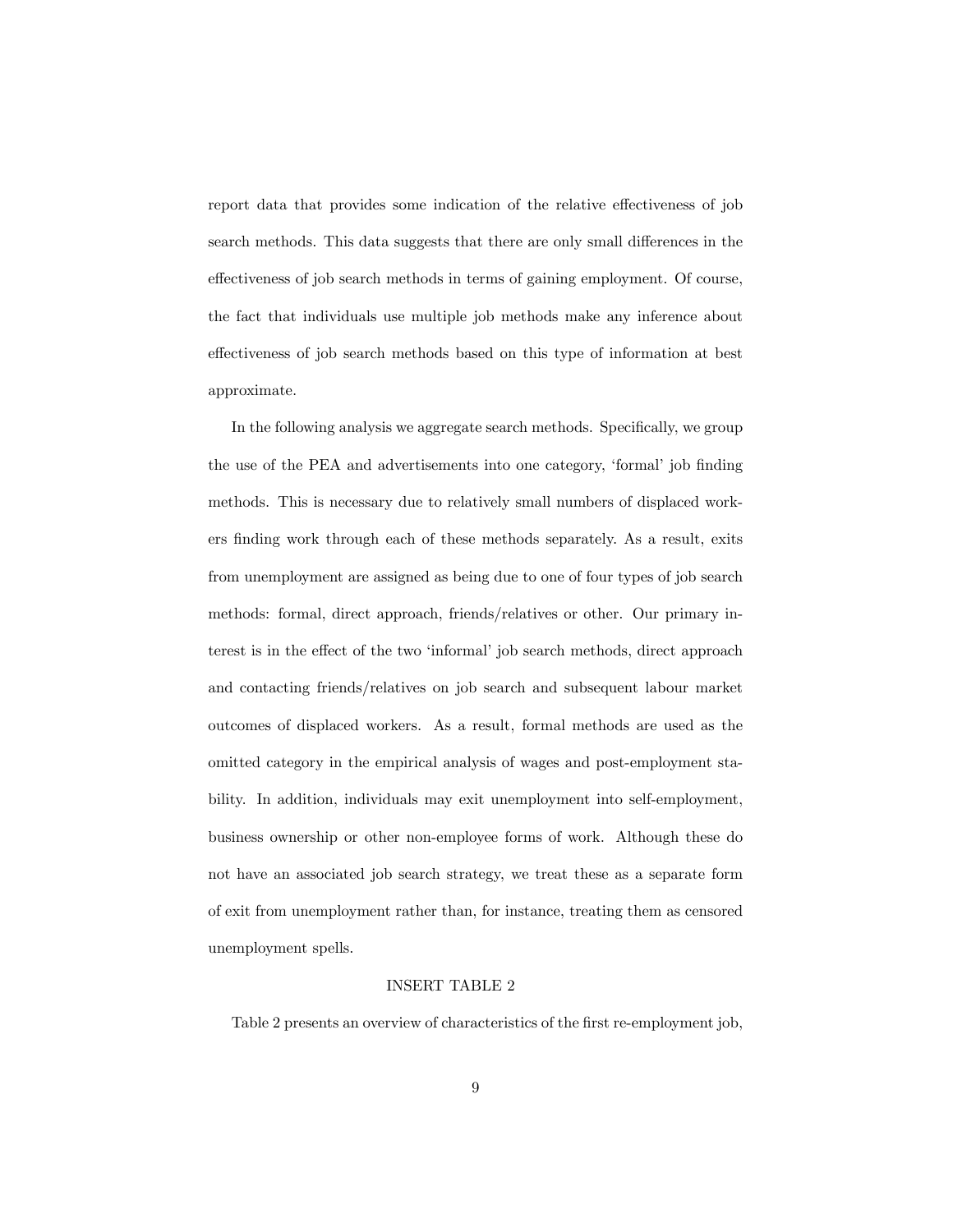report data that provides some indication of the relative effectiveness of job search methods. This data suggests that there are only small differences in the effectiveness of job search methods in terms of gaining employment. Of course, the fact that individuals use multiple job methods make any inference about effectiveness of job search methods based on this type of information at best approximate.

In the following analysis we aggregate search methods. Specifically, we group the use of the PEA and advertisements into one category, 'formal' job finding methods. This is necessary due to relatively small numbers of displaced workers finding work through each of these methods separately. As a result, exits from unemployment are assigned as being due to one of four types of job search methods: formal, direct approach, friends/relatives or other. Our primary interest is in the effect of the two 'informal' job search methods, direct approach and contacting friends/relatives on job search and subsequent labour market outcomes of displaced workers. As a result, formal methods are used as the omitted category in the empirical analysis of wages and post-employment stability. In addition, individuals may exit unemployment into self-employment, business ownership or other non-employee forms of work. Although these do not have an associated job search strategy, we treat these as a separate form of exit from unemployment rather than, for instance, treating them as censored unemployment spells.

INSERT TABLE 2

Table 2 presents an overview of characteristics of the first re-employment job,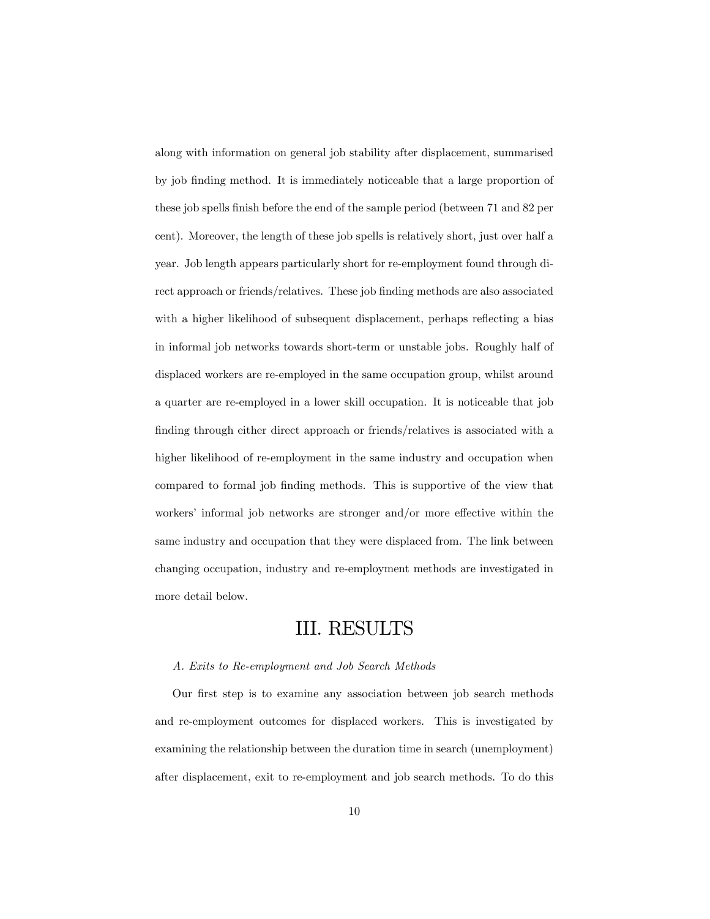along with information on general job stability after displacement, summarised by job finding method. It is immediately noticeable that a large proportion of these job spells finish before the end of the sample period (between 71 and 82 per cent). Moreover, the length of these job spells is relatively short, just over half a year. Job length appears particularly short for re-employment found through direct approach or friends/relatives. These job finding methods are also associated with a higher likelihood of subsequent displacement, perhaps reflecting a bias in informal job networks towards short-term or unstable jobs. Roughly half of displaced workers are re-employed in the same occupation group, whilst around a quarter are re-employed in a lower skill occupation. It is noticeable that job finding through either direct approach or friends/relatives is associated with a higher likelihood of re-employment in the same industry and occupation when compared to formal job finding methods. This is supportive of the view that workers' informal job networks are stronger and/or more effective within the same industry and occupation that they were displaced from. The link between changing occupation, industry and re-employment methods are investigated in more detail below.

# III. RESULTS

*A. Exits to Re-employment and Job Search Methods*

Our first step is to examine any association between job search methods and re-employment outcomes for displaced workers. This is investigated by examining the relationship between the duration time in search (unemployment) after displacement, exit to re-employment and job search methods. To do this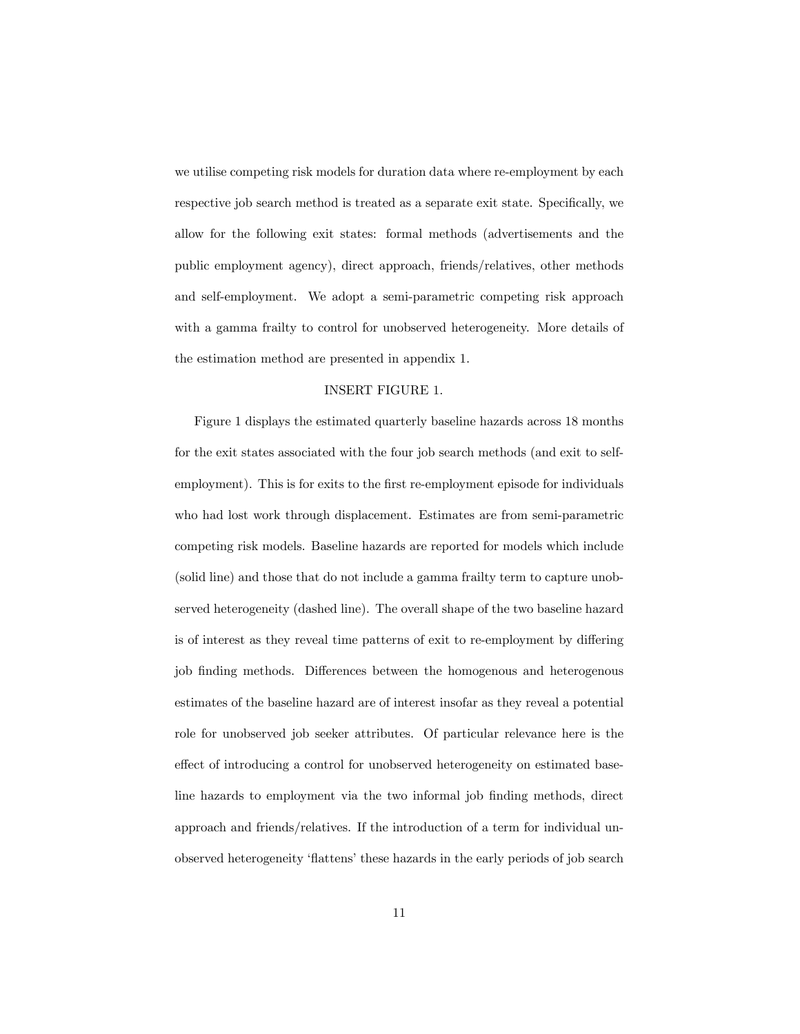we utilise competing risk models for duration data where re-employment by each respective job search method is treated as a separate exit state. Specifically, we allow for the following exit states: formal methods (advertisements and the public employment agency), direct approach, friends/relatives, other methods and self-employment. We adopt a semi-parametric competing risk approach with a gamma frailty to control for unobserved heterogeneity. More details of the estimation method are presented in appendix 1.

INSERT FIGURE 1.

Figure 1 displays the estimated quarterly baseline hazards across 18 months for the exit states associated with the four job search methods (and exit to self-employment). This is for exits to the first re-employment episode for individuals who had lost work through displacement. Estimates are from semi-parametric competing risk models. Baseline hazards are reported for models which include (solid line) and those that do not include a gamma frailty term to capture unobserved heterogeneity (dashed line). The overall shape of the two baseline hazard is of interest as they reveal time patterns of exit to re-employment by differing job finding methods. Differences between the homogenous and heterogenous estimates of the baseline hazard are of interest insofar as they reveal a potential role for unobserved job seeker attributes. Of particular relevance here is the effect of introducing a control for unobserved heterogeneity on estimated baseline hazards to employment via the two informal job finding methods, direct approach and friends/relatives. If the introduction of a term for individual unobserved heterogeneity 'flattens' these hazards in the early periods of job search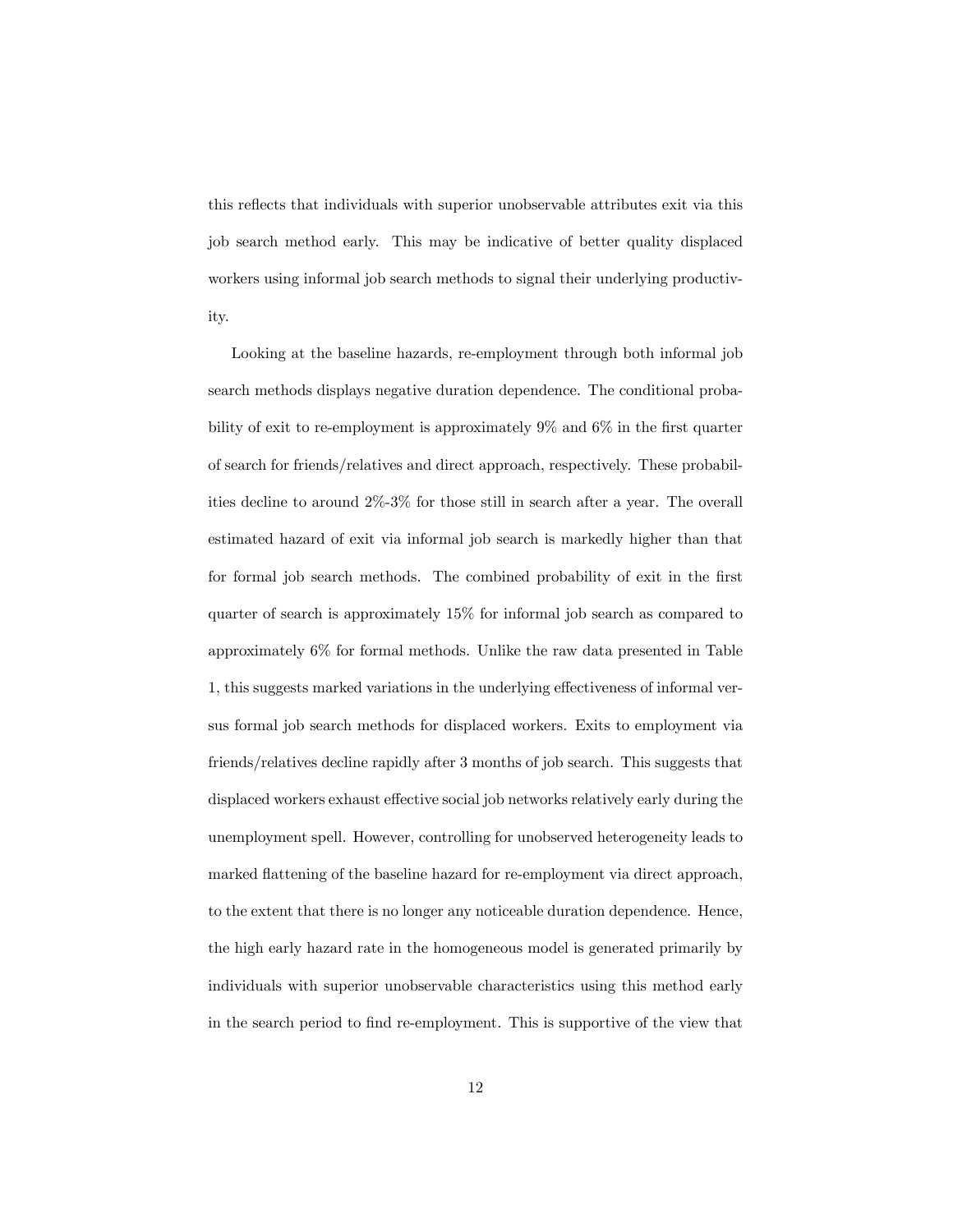this reflects that individuals with superior unobservable attributes exit via this job search method early. This may be indicative of better quality displaced workers using informal job search methods to signal their underlying productivity.

Looking at the baseline hazards, re-employment through both informal job search methods displays negative duration dependence. The conditional probability of exit to re-employment is approximately 9% and 6% in the first quarter of search for friends/relatives and direct approach, respectively. These probabilities decline to around 2%-3% for those still in search after a year. The overall estimated hazard of exit via informal job search is markedly higher than that for formal job search methods. The combined probability of exit in the first quarter of search is approximately 15% for informal job search as compared to approximately 6% for formal methods. Unlike the raw data presented in Table 1, this suggests marked variations in the underlying effectiveness of informal versus formal job search methods for displaced workers. Exits to employment via friends/relatives decline rapidly after 3 months of job search. This suggests that displaced workers exhaust effective social job networks relatively early during the unemployment spell. However, controlling for unobserved heterogeneity leads to marked flattening of the baseline hazard for re-employment via direct approach, to the extent that there is no longer any noticeable duration dependence. Hence, the high early hazard rate in the homogeneous model is generated primarily by individuals with superior unobservable characteristics using this method early in the search period to find re-employment. This is supportive of the view that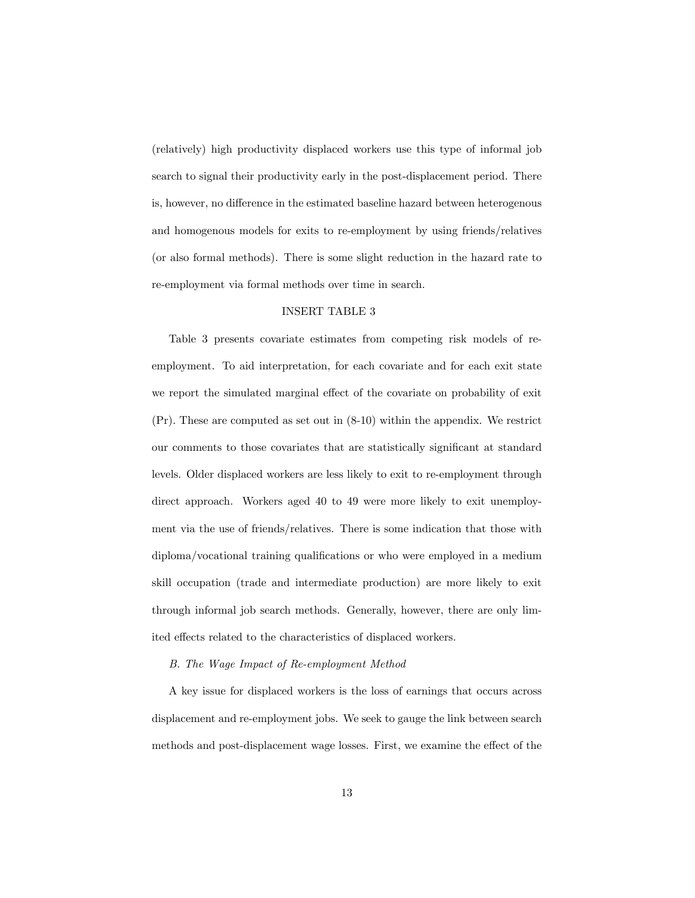(relatively) high productivity displaced workers use this type of informal job search to signal their productivity early in the post-displacement period. There is, however, no difference in the estimated baseline hazard between heterogenous and homogenous models for exits to re-employment by using friends/relatives (or also formal methods). There is some slight reduction in the hazard rate to re-employment via formal methods over time in search.

INSERT TABLE 3

Table 3 presents covariate estimates from competing risk models of re-employment. To aid interpretation, for each covariate and for each exit state we report the simulated marginal effect of the covariate on probability of exit (Pr). These are computed as set out in (8-10) within the appendix. We restrict our comments to those covariates that are statistically significant at standard levels. Older displaced workers are less likely to exit to re-employment through direct approach. Workers aged 40 to 49 were more likely to exit unemployment via the use of friends/relatives. There is some indication that those with diploma/vocational training qualifications or who were employed in a medium skill occupation (trade and intermediate production) are more likely to exit through informal job search methods. Generally, however, there are only limited effects related to the characteristics of displaced workers.

*B. The Wage Impact of Re-employment Method*

A key issue for displaced workers is the loss of earnings that occurs across displacement and re-employment jobs. We seek to gauge the link between search methods and post-displacement wage losses. First, we examine the effect of the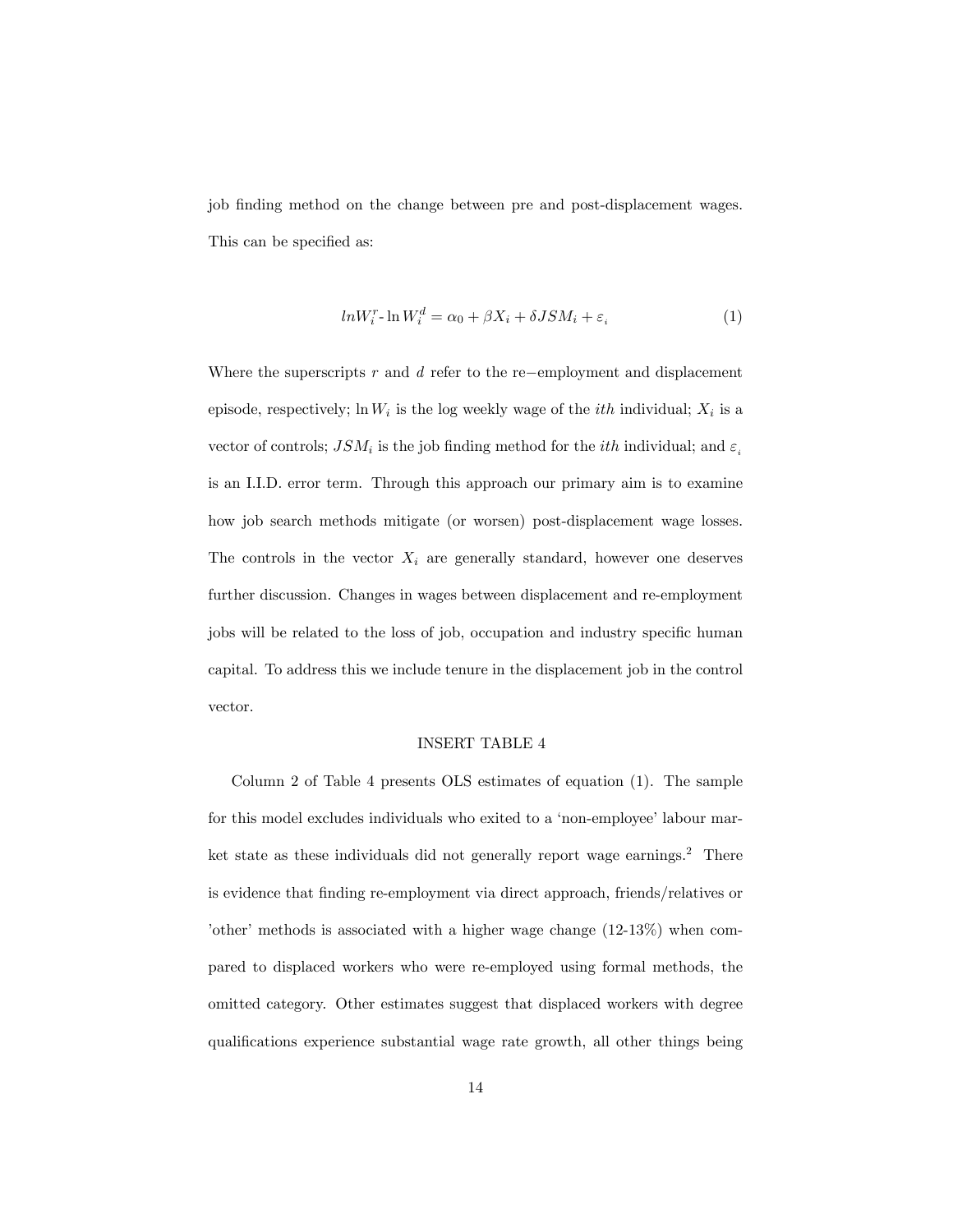job finding method on the change between pre and post-displacement wages. This can be specified as:

$$lnW_i^r\text{-}\ln W_i^d = \alpha_0 + \beta X_i + \delta JSM_i + \varepsilon_i \tag{1}$$

Where the superscripts $r$ and $d$ refer to the re−employment and displacement episode, respectively; $\ln W_i$ is the log weekly wage of the $ith$ individual; $X_i$ is a vector of controls; $JSM_i$ is the job finding method for the $ith$ individual; and $\varepsilon_i$ is an I.I.D. error term. Through this approach our primary aim is to examine how job search methods mitigate (or worsen) post-displacement wage losses. The controls in the vector $X_i$ are generally standard, however one deserves further discussion. Changes in wages between displacement and re-employment jobs will be related to the loss of job, occupation and industry specific human capital. To address this we include tenure in the displacement job in the control vector.

INSERT TABLE 4

Column 2 of Table 4 presents OLS estimates of equation (1). The sample for this model excludes individuals who exited to a 'non-employee' labour market state as these individuals did not generally report wage earnings.[2] There is evidence that finding re-employment via direct approach, friends/relatives or 'other' methods is associated with a higher wage change (12-13%) when compared to displaced workers who were re-employed using formal methods, the omitted category. Other estimates suggest that displaced workers with degree qualifications experience substantial wage rate growth, all other things being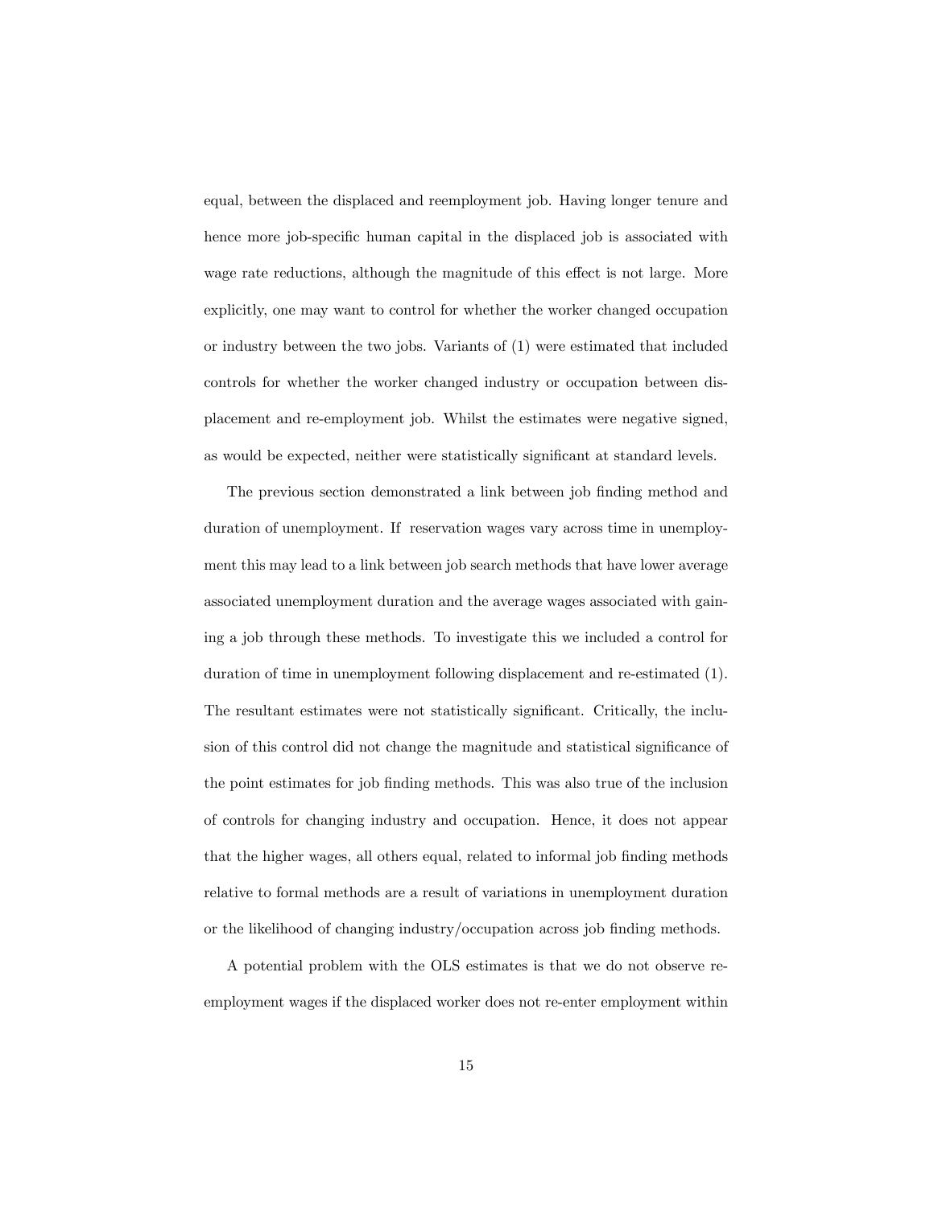equal, between the displaced and reemployment job. Having longer tenure and hence more job-specific human capital in the displaced job is associated with wage rate reductions, although the magnitude of this effect is not large. More explicitly, one may want to control for whether the worker changed occupation or industry between the two jobs. Variants of (1) were estimated that included controls for whether the worker changed industry or occupation between displacement and re-employment job. Whilst the estimates were negative signed, as would be expected, neither were statistically significant at standard levels.

The previous section demonstrated a link between job finding method and duration of unemployment. If reservation wages vary across time in unemployment this may lead to a link between job search methods that have lower average associated unemployment duration and the average wages associated with gaining a job through these methods. To investigate this we included a control for duration of time in unemployment following displacement and re-estimated (1). The resultant estimates were not statistically significant. Critically, the inclusion of this control did not change the magnitude and statistical significance of the point estimates for job finding methods. This was also true of the inclusion of controls for changing industry and occupation. Hence, it does not appear that the higher wages, all others equal, related to informal job finding methods relative to formal methods are a result of variations in unemployment duration or the likelihood of changing industry/occupation across job finding methods.

A potential problem with the OLS estimates is that we do not observe re-employment wages if the displaced worker does not re-enter employment within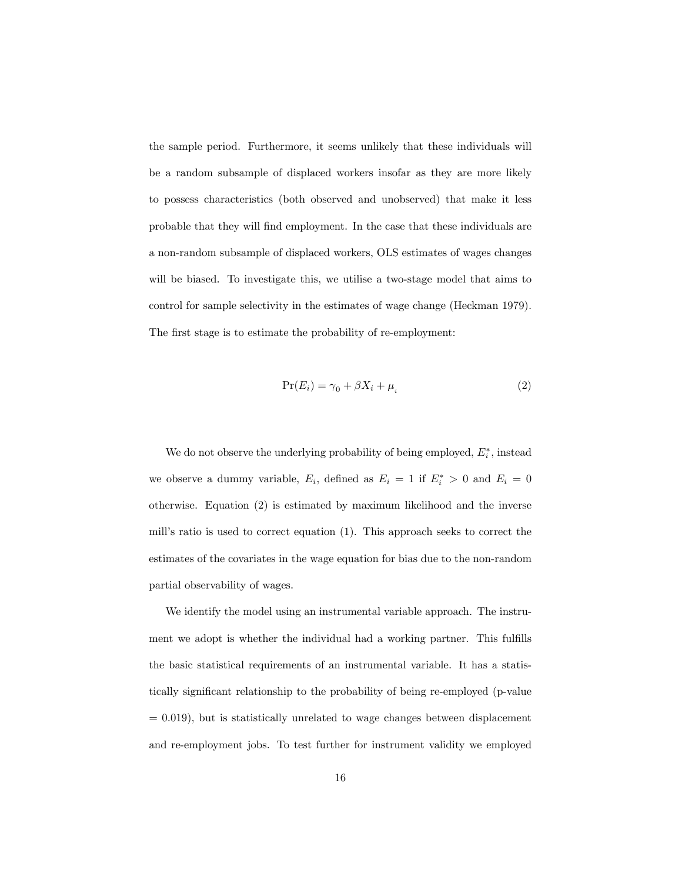the sample period. Furthermore, it seems unlikely that these individuals will be a random subsample of displaced workers insofar as they are more likely to possess characteristics (both observed and unobserved) that make it less probable that they will find employment. In the case that these individuals are a non-random subsample of displaced workers, OLS estimates of wages changes will be biased. To investigate this, we utilise a two-stage model that aims to control for sample selectivity in the estimates of wage change (Heckman 1979). The first stage is to estimate the probability of re-employment:

$$\Pr(E_i) = \gamma_0 + \beta X_i + \mu_i \tag{2}$$

We do not observe the underlying probability of being employed, $E_i^*$, instead we observe a dummy variable, $E_i$, defined as $E_i = 1$ if $E_i^* > 0$ and $E_i = 0$ otherwise. Equation (2) is estimated by maximum likelihood and the inverse mill's ratio is used to correct equation (1). This approach seeks to correct the estimates of the covariates in the wage equation for bias due to the non-random partial observability of wages.

We identify the model using an instrumental variable approach. The instrument we adopt is whether the individual had a working partner. This fulfills the basic statistical requirements of an instrumental variable. It has a statistically significant relationship to the probability of being re-employed (p-value = 0.019), but is statistically unrelated to wage changes between displacement and re-employment jobs. To test further for instrument validity we employed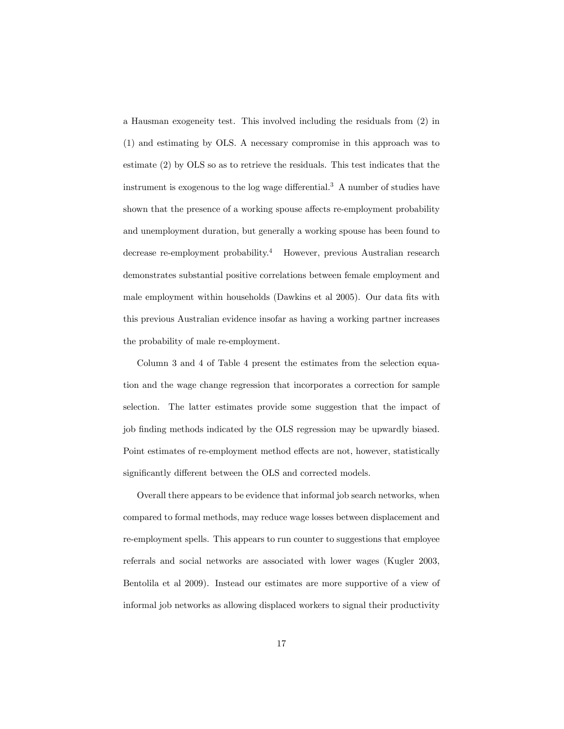a Hausman exogeneity test. This involved including the residuals from (2) in (1) and estimating by OLS. A necessary compromise in this approach was to estimate (2) by OLS so as to retrieve the residuals. This test indicates that the instrument is exogenous to the log wage differential.[3] A number of studies have shown that the presence of a working spouse affects re-employment probability and unemployment duration, but generally a working spouse has been found to decrease re-employment probability.[4] However, previous Australian research demonstrates substantial positive correlations between female employment and male employment within households (Dawkins et al 2005). Our data fits with this previous Australian evidence insofar as having a working partner increases the probability of male re-employment.

Column 3 and 4 of Table 4 present the estimates from the selection equation and the wage change regression that incorporates a correction for sample selection. The latter estimates provide some suggestion that the impact of job finding methods indicated by the OLS regression may be upwardly biased. Point estimates of re-employment method effects are not, however, statistically significantly different between the OLS and corrected models.

Overall there appears to be evidence that informal job search networks, when compared to formal methods, may reduce wage losses between displacement and re-employment spells. This appears to run counter to suggestions that employee referrals and social networks are associated with lower wages (Kugler 2003, Bentolila et al 2009). Instead our estimates are more supportive of a view of informal job networks as allowing displaced workers to signal their productivity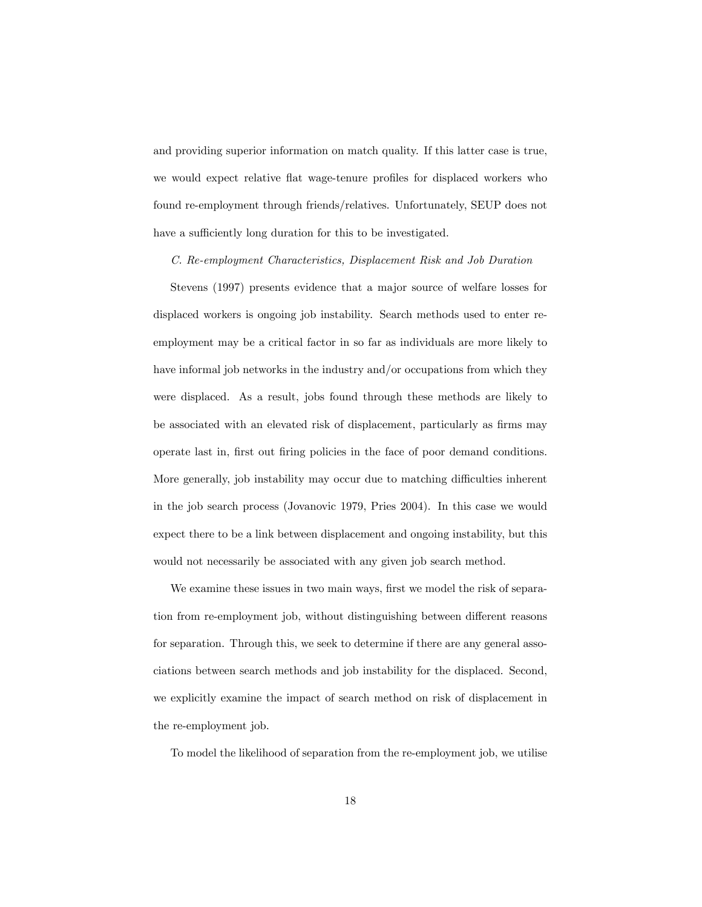and providing superior information on match quality. If this latter case is true, we would expect relative flat wage-tenure profiles for displaced workers who found re-employment through friends/relatives. Unfortunately, SEUP does not have a sufficiently long duration for this to be investigated.

*C. Re-employment Characteristics, Displacement Risk and Job Duration*

Stevens (1997) presents evidence that a major source of welfare losses for displaced workers is ongoing job instability. Search methods used to enter re-employment may be a critical factor in so far as individuals are more likely to have informal job networks in the industry and/or occupations from which they were displaced. As a result, jobs found through these methods are likely to be associated with an elevated risk of displacement, particularly as firms may operate last in, first out firing policies in the face of poor demand conditions. More generally, job instability may occur due to matching difficulties inherent in the job search process (Jovanovic 1979, Pries 2004). In this case we would expect there to be a link between displacement and ongoing instability, but this would not necessarily be associated with any given job search method.

We examine these issues in two main ways, first we model the risk of separation from re-employment job, without distinguishing between different reasons for separation. Through this, we seek to determine if there are any general associations between search methods and job instability for the displaced. Second, we explicitly examine the impact of search method on risk of displacement in the re-employment job.

To model the likelihood of separation from the re-employment job, we utilise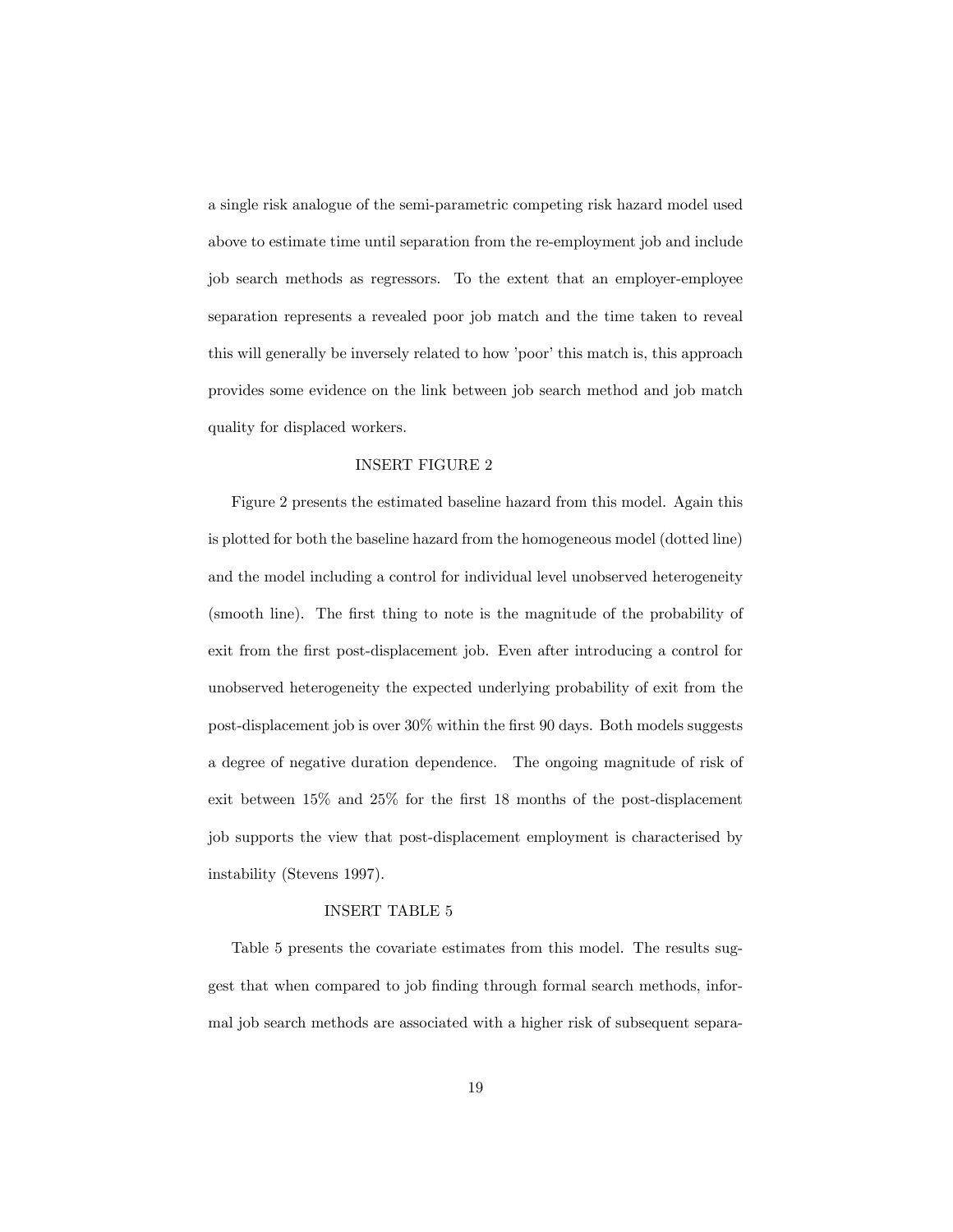a single risk analogue of the semi-parametric competing risk hazard model used above to estimate time until separation from the re-employment job and include job search methods as regressors. To the extent that an employer-employee separation represents a revealed poor job match and the time taken to reveal this will generally be inversely related to how 'poor' this match is, this approach provides some evidence on the link between job search method and job match quality for displaced workers.

INSERT FIGURE 2

Figure 2 presents the estimated baseline hazard from this model. Again this is plotted for both the baseline hazard from the homogeneous model (dotted line) and the model including a control for individual level unobserved heterogeneity (smooth line). The first thing to note is the magnitude of the probability of exit from the first post-displacement job. Even after introducing a control for unobserved heterogeneity the expected underlying probability of exit from the post-displacement job is over 30% within the first 90 days. Both models suggests a degree of negative duration dependence. The ongoing magnitude of risk of exit between 15% and 25% for the first 18 months of the post-displacement job supports the view that post-displacement employment is characterised by instability (Stevens 1997).

INSERT TABLE 5

Table 5 presents the covariate estimates from this model. The results suggest that when compared to job finding through formal search methods, informal job search methods are associated with a higher risk of subsequent separa-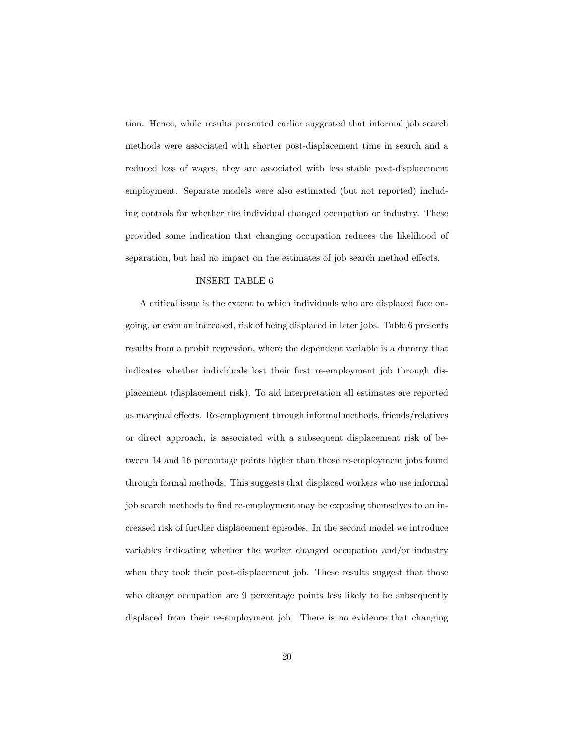tion. Hence, while results presented earlier suggested that informal job search methods were associated with shorter post-displacement time in search and a reduced loss of wages, they are associated with less stable post-displacement employment. Separate models were also estimated (but not reported) including controls for whether the individual changed occupation or industry. These provided some indication that changing occupation reduces the likelihood of separation, but had no impact on the estimates of job search method effects.

INSERT TABLE 6

A critical issue is the extent to which individuals who are displaced face ongoing, or even an increased, risk of being displaced in later jobs. Table 6 presents results from a probit regression, where the dependent variable is a dummy that indicates whether individuals lost their first re-employment job through displacement (displacement risk). To aid interpretation all estimates are reported as marginal effects. Re-employment through informal methods, friends/relatives or direct approach, is associated with a subsequent displacement risk of between 14 and 16 percentage points higher than those re-employment jobs found through formal methods. This suggests that displaced workers who use informal job search methods to find re-employment may be exposing themselves to an increased risk of further displacement episodes. In the second model we introduce variables indicating whether the worker changed occupation and/or industry when they took their post-displacement job. These results suggest that those who change occupation are 9 percentage points less likely to be subsequently displaced from their re-employment job. There is no evidence that changing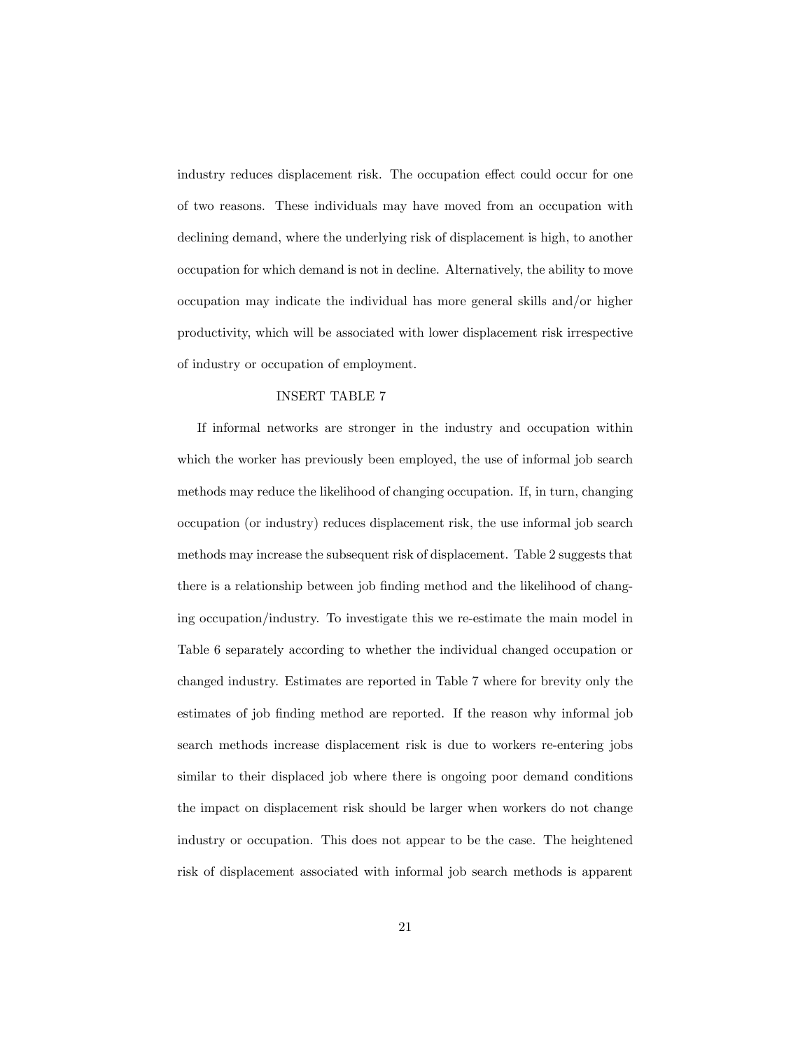industry reduces displacement risk. The occupation effect could occur for one of two reasons. These individuals may have moved from an occupation with declining demand, where the underlying risk of displacement is high, to another occupation for which demand is not in decline. Alternatively, the ability to move occupation may indicate the individual has more general skills and/or higher productivity, which will be associated with lower displacement risk irrespective of industry or occupation of employment.

INSERT TABLE 7

If informal networks are stronger in the industry and occupation within which the worker has previously been employed, the use of informal job search methods may reduce the likelihood of changing occupation. If, in turn, changing occupation (or industry) reduces displacement risk, the use informal job search methods may increase the subsequent risk of displacement. Table 2 suggests that there is a relationship between job finding method and the likelihood of changing occupation/industry. To investigate this we re-estimate the main model in Table 6 separately according to whether the individual changed occupation or changed industry. Estimates are reported in Table 7 where for brevity only the estimates of job finding method are reported. If the reason why informal job search methods increase displacement risk is due to workers re-entering jobs similar to their displaced job where there is ongoing poor demand conditions the impact on displacement risk should be larger when workers do not change industry or occupation. This does not appear to be the case. The heightened risk of displacement associated with informal job search methods is apparent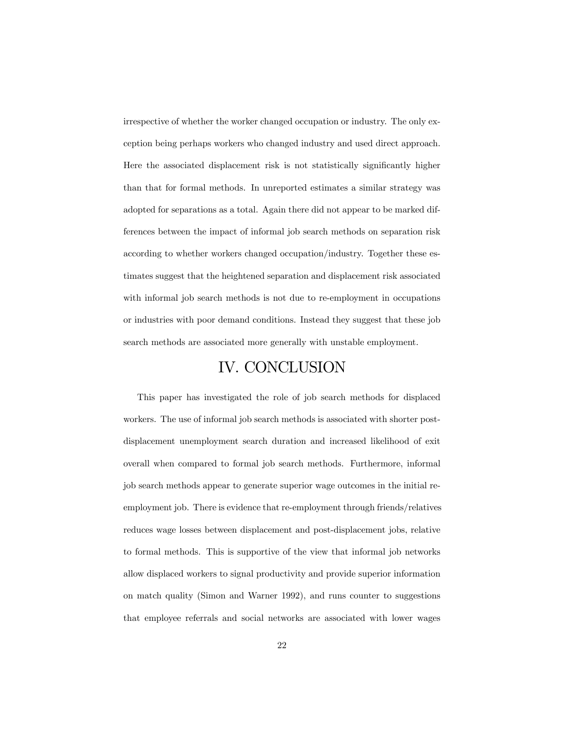irrespective of whether the worker changed occupation or industry. The only exception being perhaps workers who changed industry and used direct approach. Here the associated displacement risk is not statistically significantly higher than that for formal methods. In unreported estimates a similar strategy was adopted for separations as a total. Again there did not appear to be marked differences between the impact of informal job search methods on separation risk according to whether workers changed occupation/industry. Together these estimates suggest that the heightened separation and displacement risk associated with informal job search methods is not due to re-employment in occupations or industries with poor demand conditions. Instead they suggest that these job search methods are associated more generally with unstable employment.

# IV. CONCLUSION

This paper has investigated the role of job search methods for displaced workers. The use of informal job search methods is associated with shorter post-displacement unemployment search duration and increased likelihood of exit overall when compared to formal job search methods. Furthermore, informal job search methods appear to generate superior wage outcomes in the initial re-employment job. There is evidence that re-employment through friends/relatives reduces wage losses between displacement and post-displacement jobs, relative to formal methods. This is supportive of the view that informal job networks allow displaced workers to signal productivity and provide superior information on match quality (Simon and Warner 1992), and runs counter to suggestions that employee referrals and social networks are associated with lower wages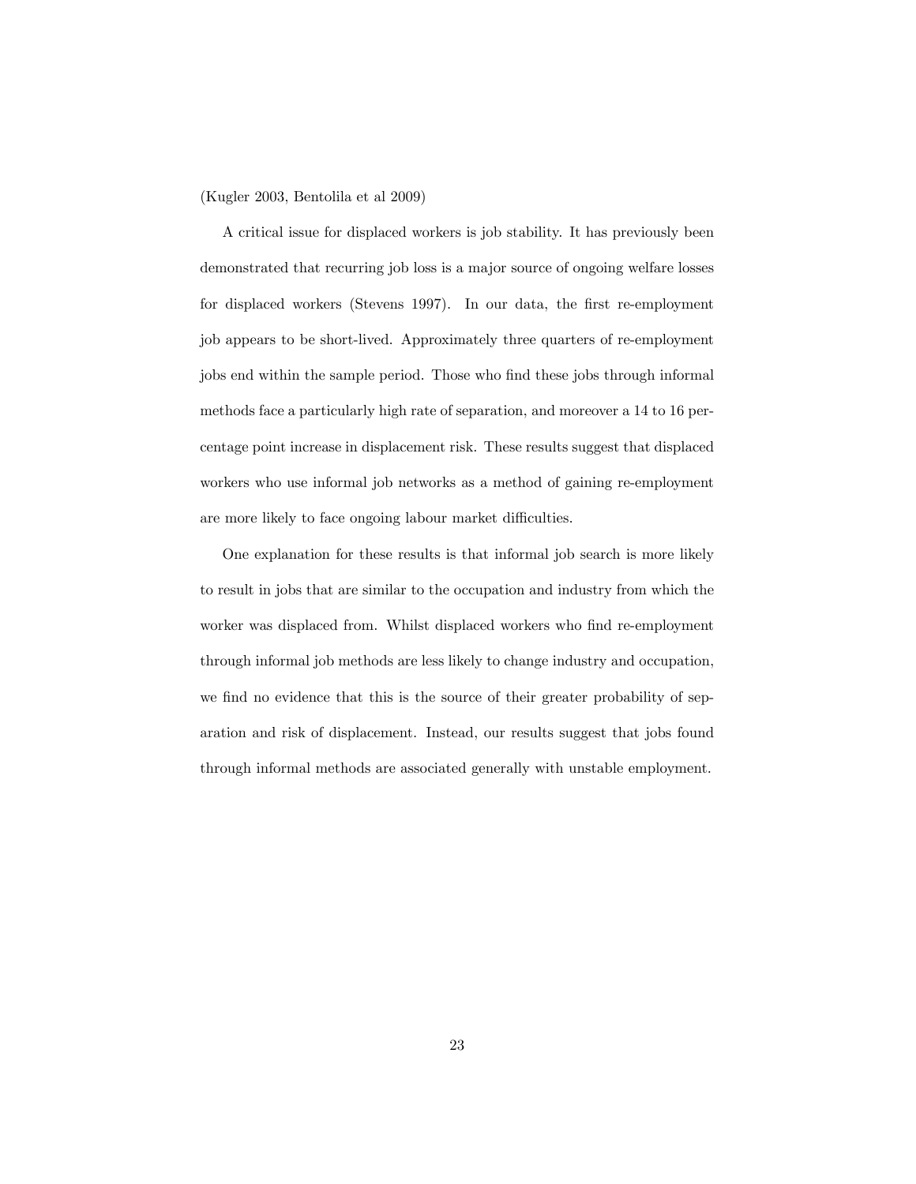(Kugler 2003, Bentolila et al 2009)

A critical issue for displaced workers is job stability. It has previously been demonstrated that recurring job loss is a major source of ongoing welfare losses for displaced workers (Stevens 1997). In our data, the first re-employment job appears to be short-lived. Approximately three quarters of re-employment jobs end within the sample period. Those who find these jobs through informal methods face a particularly high rate of separation, and moreover a 14 to 16 percentage point increase in displacement risk. These results suggest that displaced workers who use informal job networks as a method of gaining re-employment are more likely to face ongoing labour market difficulties.

One explanation for these results is that informal job search is more likely to result in jobs that are similar to the occupation and industry from which the worker was displaced from. Whilst displaced workers who find re-employment through informal job methods are less likely to change industry and occupation, we find no evidence that this is the source of their greater probability of separation and risk of displacement. Instead, our results suggest that jobs found through informal methods are associated generally with unstable employment.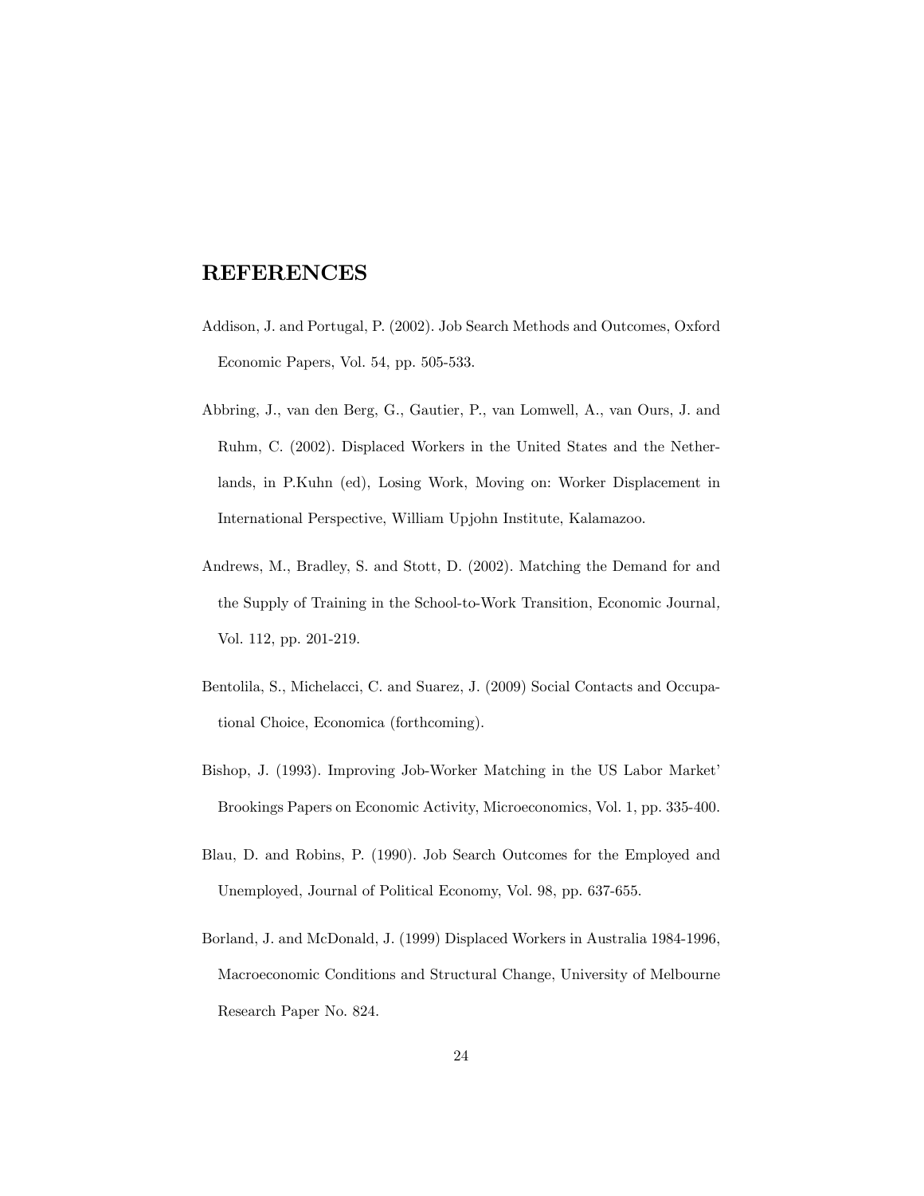# REFERENCES

Addison, J. and Portugal, P. (2002). Job Search Methods and Outcomes, Oxford Economic Papers, Vol. 54, pp. 505-533.

Abbring, J., van den Berg, G., Gautier, P., van Lomwell, A., van Ours, J. and Ruhm, C. (2002). Displaced Workers in the United States and the Netherlands, in P.Kuhn (ed), Losing Work, Moving on: Worker Displacement in International Perspective, William Upjohn Institute, Kalamazoo.

Andrews, M., Bradley, S. and Stott, D. (2002). Matching the Demand for and the Supply of Training in the School-to-Work Transition, Economic Journal, Vol. 112, pp. 201-219.

Bentolila, S., Michelacci, C. and Suarez, J. (2009) Social Contacts and Occupational Choice, Economica (forthcoming).

Bishop, J. (1993). Improving Job-Worker Matching in the US Labor Market' Brookings Papers on Economic Activity, Microeconomics, Vol. 1, pp. 335-400.

Blau, D. and Robins, P. (1990). Job Search Outcomes for the Employed and Unemployed, Journal of Political Economy, Vol. 98, pp. 637-655.

Borland, J. and McDonald, J. (1999) Displaced Workers in Australia 1984-1996, Macroeconomic Conditions and Structural Change, University of Melbourne Research Paper No. 824.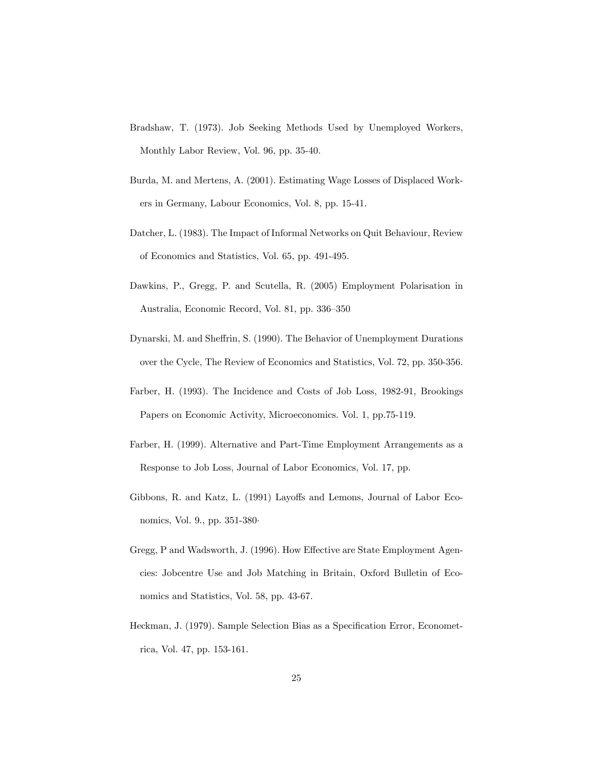Bradshaw, T. (1973). Job Seeking Methods Used by Unemployed Workers, Monthly Labor Review, Vol. 96, pp. 35-40.

Burda, M. and Mertens, A. (2001). Estimating Wage Losses of Displaced Workers in Germany, Labour Economics, Vol. 8, pp. 15-41.

Datcher, L. (1983). The Impact of Informal Networks on Quit Behaviour, Review of Economics and Statistics, Vol. 65, pp. 491-495.

Dawkins, P., Gregg, P. and Scutella, R. (2005) Employment Polarisation in Australia, Economic Record, Vol. 81, pp. 336–350

Dynarski, M. and Sheffrin, S. (1990). The Behavior of Unemployment Durations over the Cycle, The Review of Economics and Statistics, Vol. 72, pp. 350-356.

Farber, H. (1993). The Incidence and Costs of Job Loss, 1982-91, Brookings Papers on Economic Activity, Microeconomics. Vol. 1, pp.75-119.

Farber, H. (1999). Alternative and Part-Time Employment Arrangements as a Response to Job Loss, Journal of Labor Economics, Vol. 17, pp.

Gibbons, R. and Katz, L. (1991) Layoffs and Lemons, Journal of Labor Economics, Vol. 9., pp. 351-380·

Gregg, P and Wadsworth, J. (1996). How Effective are State Employment Agencies: Jobcentre Use and Job Matching in Britain, Oxford Bulletin of Economics and Statistics, Vol. 58, pp. 43-67.

Heckman, J. (1979). Sample Selection Bias as a Specification Error, Econometrica, Vol. 47, pp. 153-161.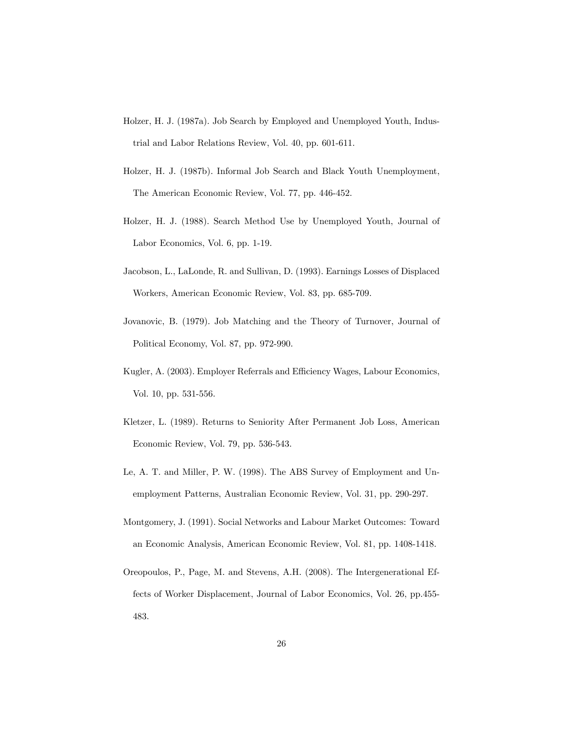Holzer, H. J. (1987a). Job Search by Employed and Unemployed Youth, Industrial and Labor Relations Review, Vol. 40, pp. 601-611.

Holzer, H. J. (1987b). Informal Job Search and Black Youth Unemployment, The American Economic Review, Vol. 77, pp. 446-452.

Holzer, H. J. (1988). Search Method Use by Unemployed Youth, Journal of Labor Economics, Vol. 6, pp. 1-19.

Jacobson, L., LaLonde, R. and Sullivan, D. (1993). Earnings Losses of Displaced Workers, American Economic Review, Vol. 83, pp. 685-709.

Jovanovic, B. (1979). Job Matching and the Theory of Turnover, Journal of Political Economy, Vol. 87, pp. 972-990.

Kugler, A. (2003). Employer Referrals and Efficiency Wages, Labour Economics, Vol. 10, pp. 531-556.

Kletzer, L. (1989). Returns to Seniority After Permanent Job Loss, American Economic Review, Vol. 79, pp. 536-543.

Le, A. T. and Miller, P. W. (1998). The ABS Survey of Employment and Unemployment Patterns, Australian Economic Review, Vol. 31, pp. 290-297.

Montgomery, J. (1991). Social Networks and Labour Market Outcomes: Toward an Economic Analysis, American Economic Review, Vol. 81, pp. 1408-1418.

Oreopoulos, P., Page, M. and Stevens, A.H. (2008). The Intergenerational Effects of Worker Displacement, Journal of Labor Economics, Vol. 26, pp.455-483.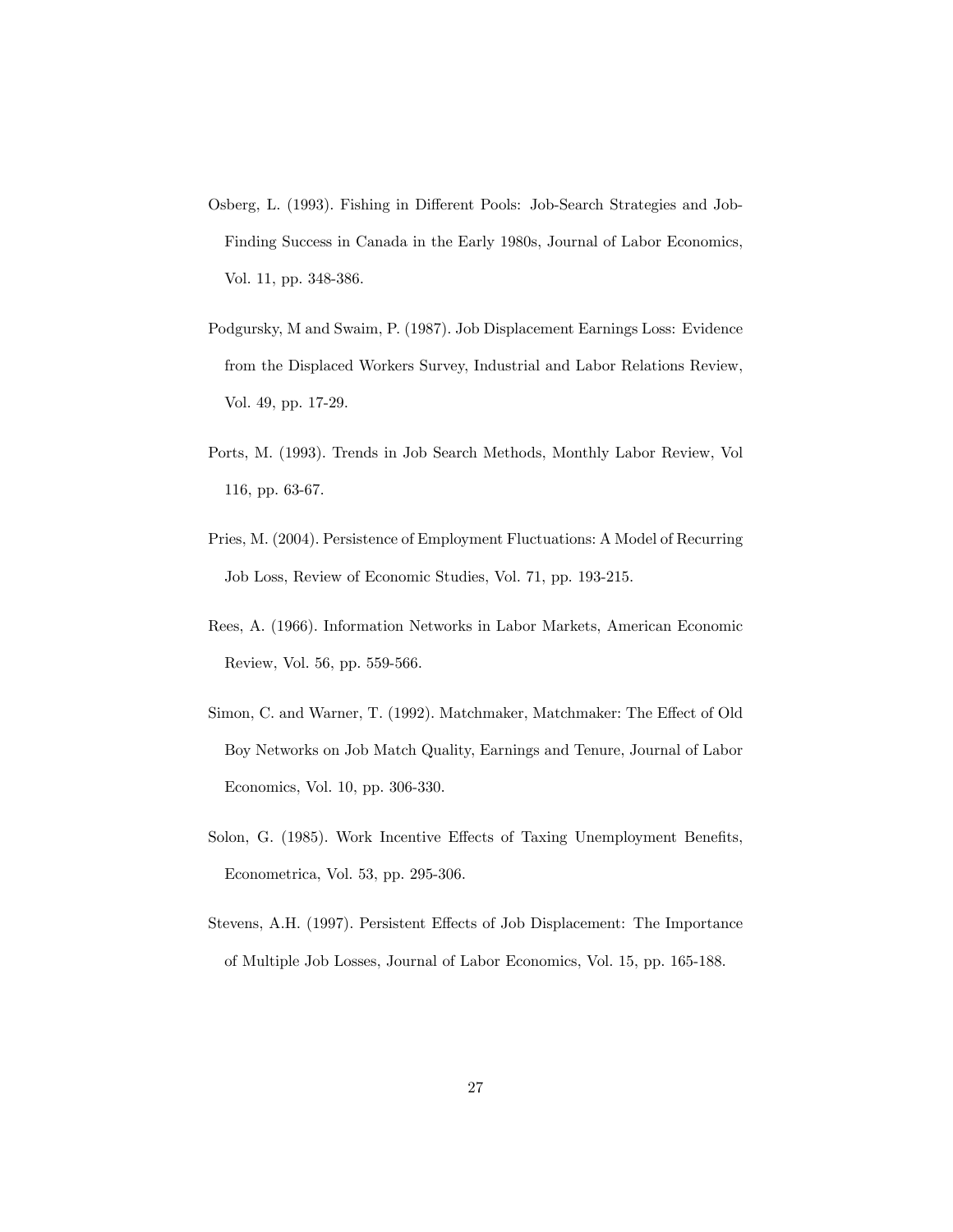Osberg, L. (1993). Fishing in Different Pools: Job-Search Strategies and Job-Finding Success in Canada in the Early 1980s, Journal of Labor Economics, Vol. 11, pp. 348-386.

Podgursky, M and Swaim, P. (1987). Job Displacement Earnings Loss: Evidence from the Displaced Workers Survey, Industrial and Labor Relations Review, Vol. 49, pp. 17-29.

Ports, M. (1993). Trends in Job Search Methods, Monthly Labor Review, Vol 116, pp. 63-67.

Pries, M. (2004). Persistence of Employment Fluctuations: A Model of Recurring Job Loss, Review of Economic Studies, Vol. 71, pp. 193-215.

Rees, A. (1966). Information Networks in Labor Markets, American Economic Review, Vol. 56, pp. 559-566.

Simon, C. and Warner, T. (1992). Matchmaker, Matchmaker: The Effect of Old Boy Networks on Job Match Quality, Earnings and Tenure, Journal of Labor Economics, Vol. 10, pp. 306-330.

Solon, G. (1985). Work Incentive Effects of Taxing Unemployment Benefits, Econometrica, Vol. 53, pp. 295-306.

Stevens, A.H. (1997). Persistent Effects of Job Displacement: The Importance of Multiple Job Losses, Journal of Labor Economics, Vol. 15, pp. 165-188.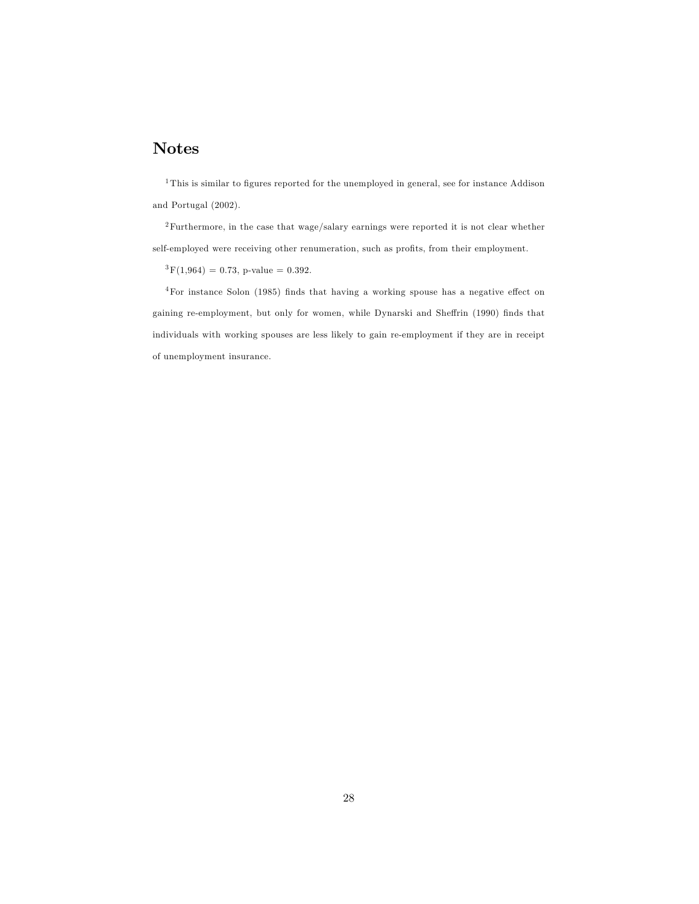## Notes

[1]This is similar to figures reported for the unemployed in general, see for instance Addison and Portugal (2002).

[2]Furthermore, in the case that wage/salary earnings were reported it is not clear whether self-employed were receiving other renumeration, such as profits, from their employment.

[3]$F(1,964) = 0.73$, p-value = 0.392.

[4]For instance Solon (1985) finds that having a working spouse has a negative effect on gaining re-employment, but only for women, while Dynarski and Sheffrin (1990) finds that individuals with working spouses are less likely to gain re-employment if they are in receipt of unemployment insurance.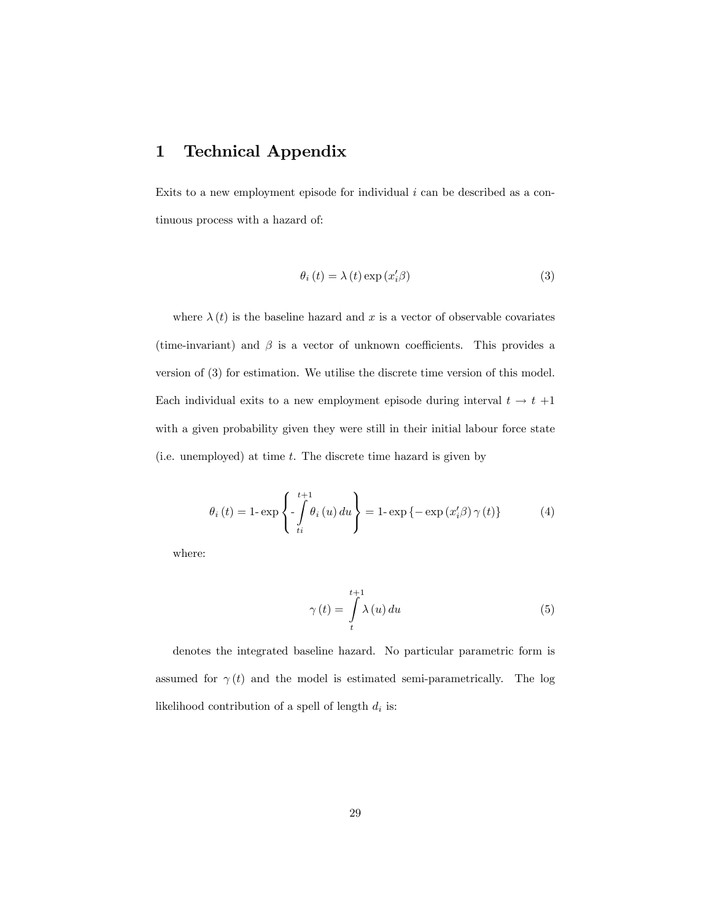# 1 Technical Appendix

Exits to a new employment episode for individual $i$ can be described as a continuous process with a hazard of:

$$\theta_i(t) = \lambda(t) \exp(x_i'\beta) \tag{3}$$

where $\lambda(t)$ is the baseline hazard and $x$ is a vector of observable covariates (time-invariant) and $\beta$ is a vector of unknown coefficients. This provides a version of (3) for estimation. We utilise the discrete time version of this model. Each individual exits to a new employment episode during interval $t \to t+1$ with a given probability given they were still in their initial labour force state (i.e. unemployed) at time $t$. The discrete time hazard is given by

$$\theta_i(t) = 1\text{-}\exp\left\{ \text{-}\int_{ti}^{t+1} \theta_i(u)\,du \right\} = 1\text{-}\exp\left\{ -\exp(x_i'\beta)\,\gamma(t) \right\} \tag{4}$$

where:

$$\gamma(t) = \int_{t}^{t+1} \lambda(u)\,du \tag{5}$$

denotes the integrated baseline hazard. No particular parametric form is assumed for $\gamma(t)$ and the model is estimated semi-parametrically. The log likelihood contribution of a spell of length $d_i$ is: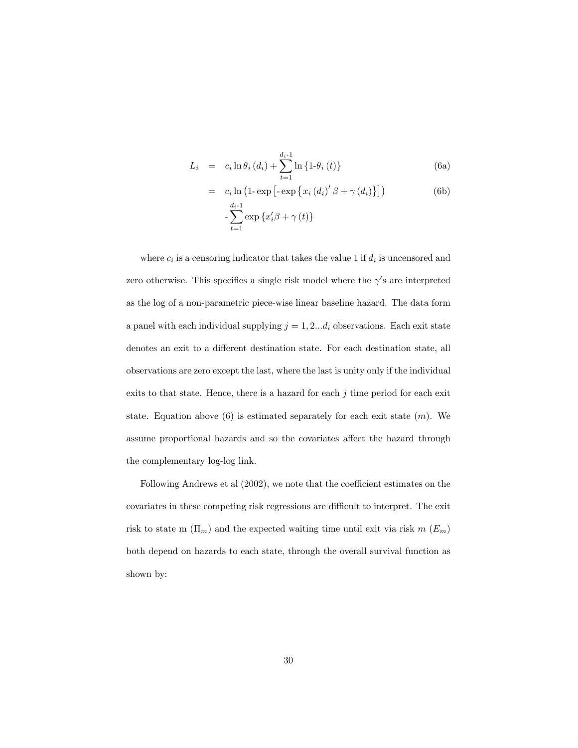$$
\begin{aligned}
L_i &= c_i \ln \theta_i(d_i) + \sum_{t=1}^{d_i\text{-}1} \ln\{1\text{-}\theta_i(t)\} && \text{(6a)} \\
&= c_i \ln\left(1\text{-}\exp\left[\text{-}\exp\left\{x_i(d_i)'\beta + \gamma(d_i)\right\}\right]\right) && \text{(6b)} \\
&\quad \text{-}\sum_{t=1}^{d_i\text{-}1} \exp\{x_i'\beta + \gamma(t)\}
\end{aligned}
$$

where $c_i$ is a censoring indicator that takes the value 1 if $d_i$ is uncensored and zero otherwise. This specifies a single risk model where the $\gamma'$s are interpreted as the log of a non-parametric piece-wise linear baseline hazard. The data form a panel with each individual supplying $j = 1, 2...d_i$ observations. Each exit state denotes an exit to a different destination state. For each destination state, all observations are zero except the last, where the last is unity only if the individual exits to that state. Hence, there is a hazard for each $j$ time period for each exit state. Equation above (6) is estimated separately for each exit state ($m$). We assume proportional hazards and so the covariates affect the hazard through the complementary log-log link.

Following Andrews et al (2002), we note that the coefficient estimates on the covariates in these competing risk regressions are difficult to interpret. The exit risk to state m ($\Pi_m$) and the expected waiting time until exit via risk $m$ ($E_m$) both depend on hazards to each state, through the overall survival function as shown by: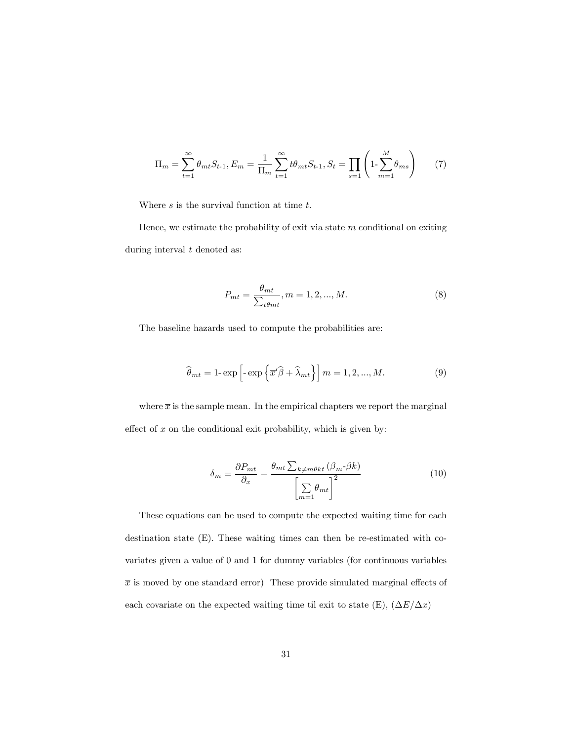$$\Pi_m = \sum_{t=1}^{\infty} \theta_{mt} S_{t\text{-}1}, E_m = \frac{1}{\Pi_m} \sum_{t=1}^{\infty} t\theta_{mt} S_{t\text{-}1}, S_t = \prod_{s=1} \left( 1\text{-} \sum_{m=1}^{M} \theta_{ms} \right) \tag{7}$$

Where $s$ is the survival function at time $t$.

Hence, we estimate the probability of exit via state $m$ conditional on exiting during interval $t$ denoted as:

$$P_{mt} = \frac{\theta_{mt}}{\sum_{t\theta mt}}, m = 1, 2, ..., M. \tag{8}$$

The baseline hazards used to compute the probabilities are:

$$\widehat{\theta}_{mt} = 1\text{-} \exp \left[ \text{-} \exp \left\{ \overline{x}' \widehat{\beta} + \widehat{\lambda}_{mt} \right\} \right] m = 1, 2, ..., M. \tag{9}$$

where $\overline{x}$ is the sample mean. In the empirical chapters we report the marginal effect of $x$ on the conditional exit probability, which is given by:

$$\delta_m \equiv \frac{\partial P_{mt}}{\partial_x} = \frac{\theta_{mt} \sum_{k \neq m \theta kt} (\beta_m \text{-} \beta k)}{\left[ \sum\limits_{m=1} \theta_{mt} \right]^2} \tag{10}$$

These equations can be used to compute the expected waiting time for each destination state (E). These waiting times can then be re-estimated with covariates given a value of 0 and 1 for dummy variables (for continuous variables $\overline{x}$ is moved by one standard error) These provide simulated marginal effects of each covariate on the expected waiting time til exit to state (E), $(\Delta E / \Delta x)$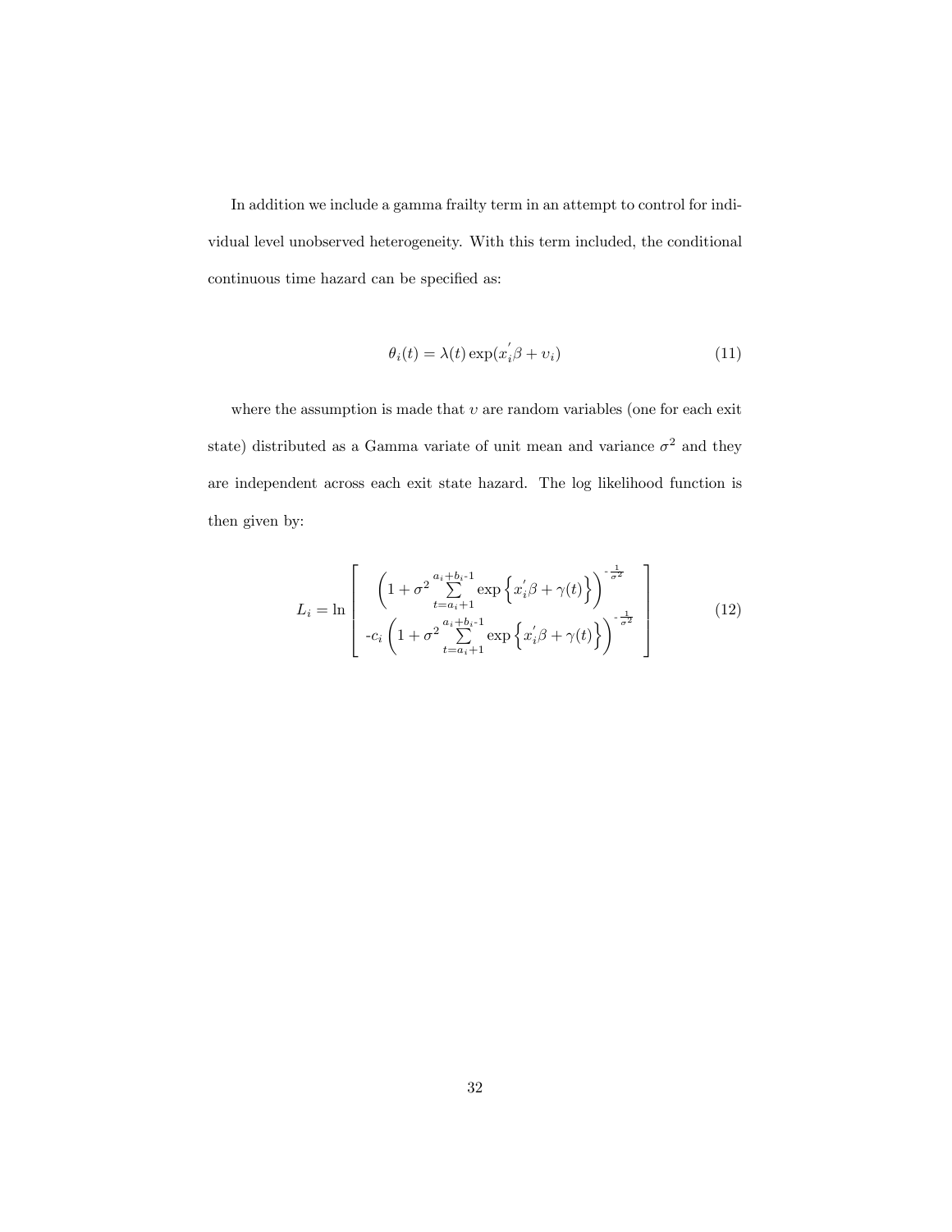In addition we include a gamma frailty term in an attempt to control for individual level unobserved heterogeneity. With this term included, the conditional continuous time hazard can be specified as:

$$\theta_i(t) = \lambda(t)\exp(x_i^{'}\beta + \upsilon_i) \tag{11}$$

where the assumption is made that $\upsilon$ are random variables (one for each exit state) distributed as a Gamma variate of unit mean and variance $\sigma^2$ and they are independent across each exit state hazard. The log likelihood function is then given by:

$$L_i = \ln \left[ \begin{array}{c} \left(1+\sigma^2 \sum\limits_{t=a_i+1}^{a_i+b_i\text{-}1} \exp\left\{x_i^{'}\beta + \gamma(t)\right\}\right)^{\text{-}\frac{1}{\sigma^2}} \\ \text{-}c_i \left(1+\sigma^2 \sum\limits_{t=a_i+1}^{a_i+b_i\text{-}1} \exp\left\{x_i^{'}\beta + \gamma(t)\right\}\right)^{\text{-}\frac{1}{\sigma^2}} \end{array} \right] \tag{12}$$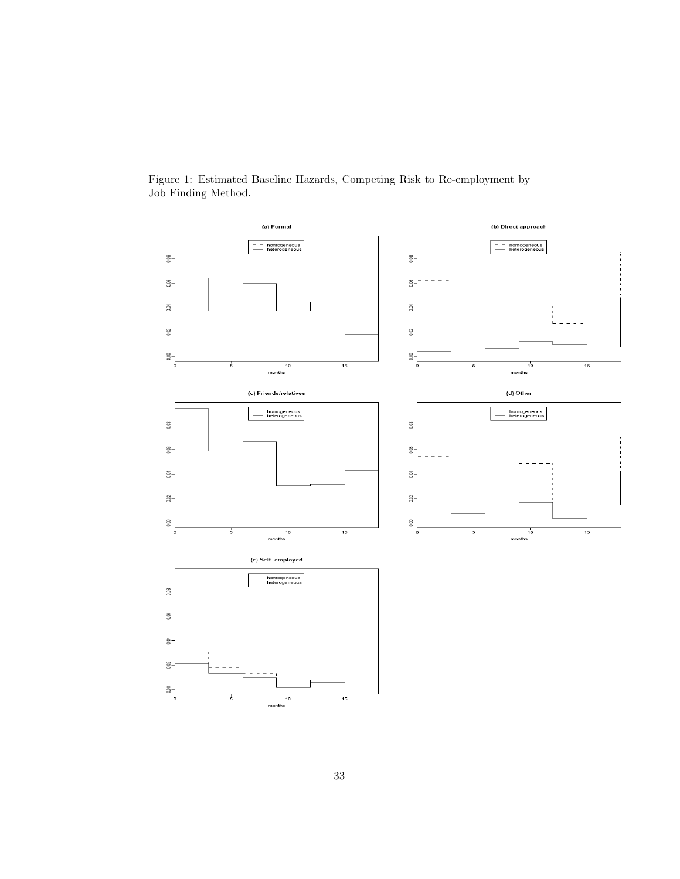Figure 1: Estimated Baseline Hazards, Competing Risk to Re-employment by Job Finding Method.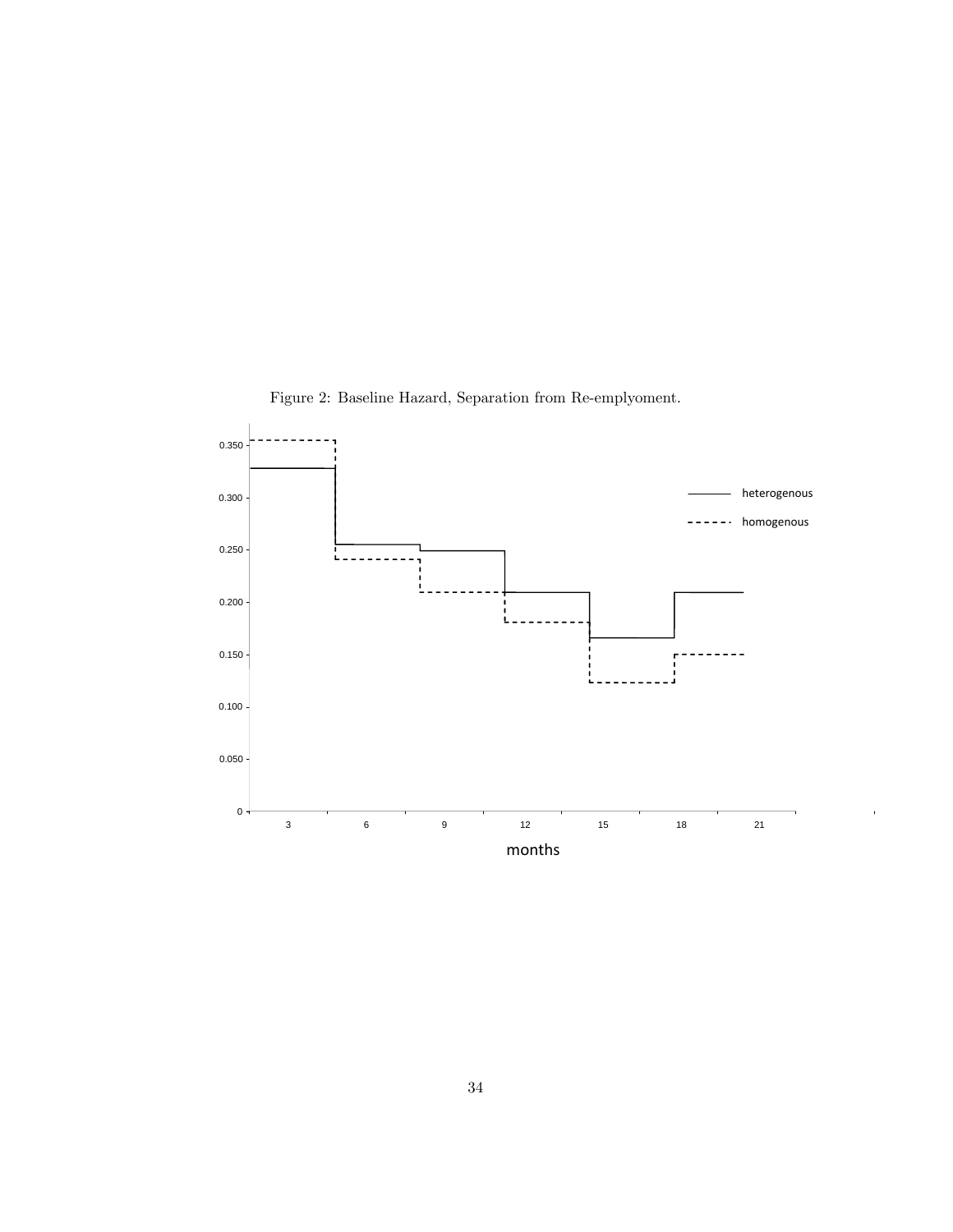Figure 2: Baseline Hazard, Separation from Re-emplyoment.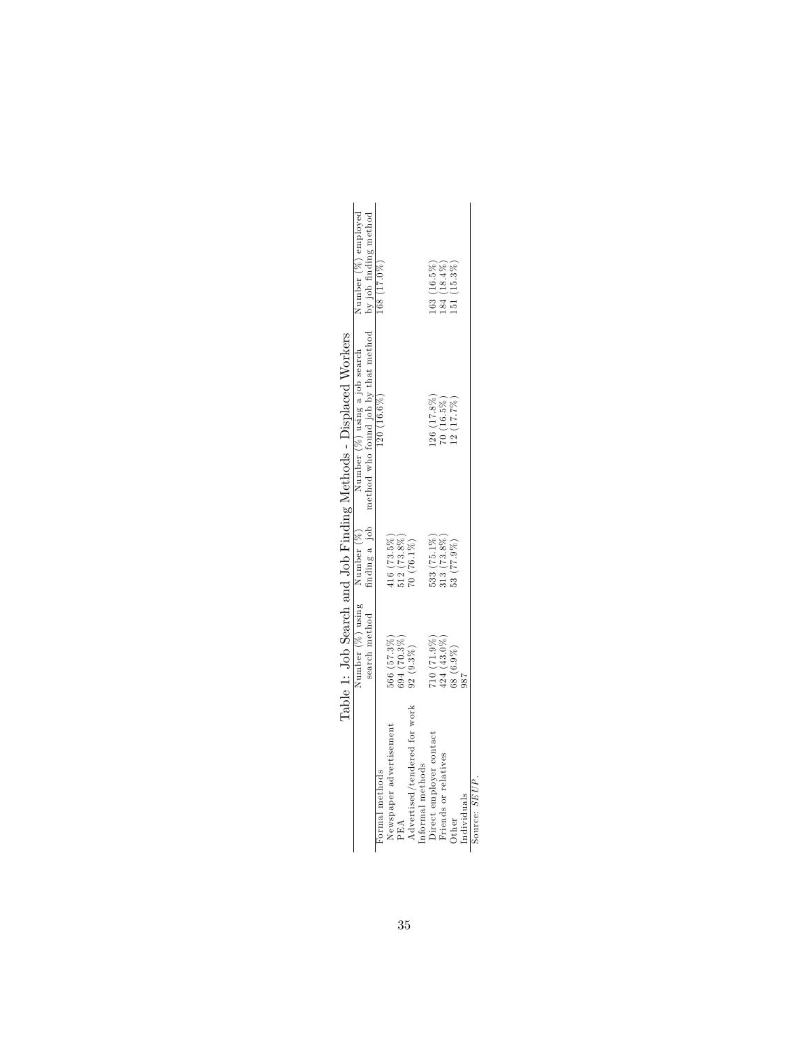Table 1: Job Search and Job Finding Methods - Displaced Workers

| | Number (%) using search method | Number (%) finding a job | Number (%) using a job search method who found job by that method | Number (%) employed by job finding method |
|---|---|---|---|---|
| Formal methods | | | 120 (16.6%) | 168 (17.0%) |
| Newspaper advertisement | 566 (57.3%) | 416 (73.5%) | | |
| PEA | 694 (70.3%) | 512 (73.8%) | | |
| Advertised/tendered for work | 92 (9.3%) | 70 (76.1%) | | |
| Informal methods | | | | |
| Direct employer contact | 710 (71.9%) | 533 (75.1%) | 126 (17.8%) | 163 (16.5%) |
| Friends or relatives | 424 (43.0%) | 313 (73.8%) | 70 (16.5%) | 184 (18.4%) |
| Other | 68 (6.9%) | 53 (77.9%) | 12 (17.7%) | 151 (15.3%) |
| Individuals | 987 | | | |

Source: *SEUP*.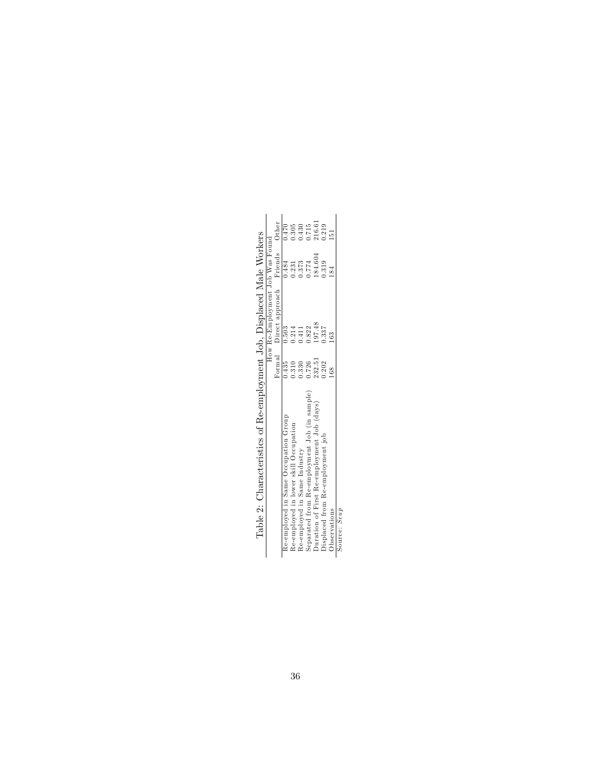# Table 2: Characteristics of Re-employment Job, Displaced Male Workers

| | How Re-Employment Job Was Found | | | |
|---|---|---|---|---|
| | Formal | Direct approach | Friends | Other |
| Re-employed in Same Occupation Group | 0.435 | 0.503 | 0.484 | 0.470 |
| Re-employed in lower skill Occupation | 0.310 | 0.214 | 0.231 | 0.305 |
| Re-employed in Same Industry | 0.330 | 0.411 | 0.373 | 0.430 |
| Separated from Re-employment Job (in sample) | 0.726 | 0.822 | 0.774 | 0.715 |
| Duration of First Re-employment Job (days) | 232.51 | 197.48 | 184.604 | 216.61 |
| Displaced from Re-employment job | 0.202 | 0.337 | 0.319 | 0.219 |
| Observations | 168 | 163 | 184 | 151 |

Source: *Seup*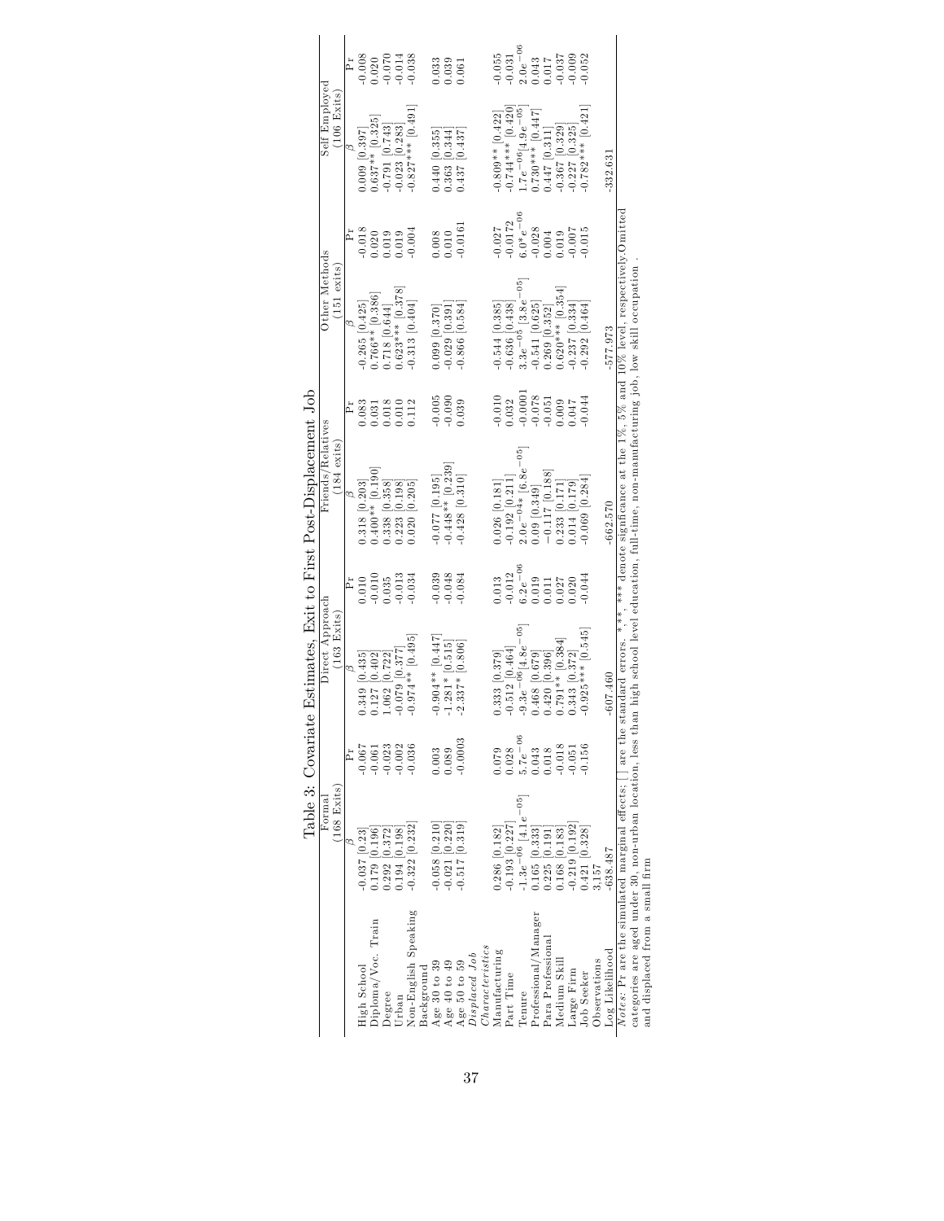Table 3: Covariate Estimates, Exit to First Post-Displacement Job

| | Formal (168 Exits) | | Direct Approach (163 Exits) | | Friends/Relatives (184 exits) | | Other Methods (151 exits) | | Self Employed (106 Exits) | |
|---|---|---|---|---|---|---|---|---|---|---|
| | $\beta$ | Pr | $\beta$ | Pr | $\beta$ | Pr | $\beta$ | Pr | $\beta$ | Pr |
| High School | -0.037 [0.23] | -0.067 | 0.349 [0.435] | 0.010 | 0.318 [0.203] | 0.083 | -0.265 [0.425] | -0.018 | 0.009 [0.397] | -0.008 |
| Diploma/Voc. Train | 0.179 [0.196] | -0.061 | 0.127 [0.402] | -0.010 | 0.400** [0.190] | 0.031 | 0.766** [0.386] | 0.020 | 0.637** [0.325] | 0.020 |
| Degree | 0.292 [0.372] | -0.023 | 1.062 [0.722] | 0.035 | 0.338 [0.358] | 0.018 | 0.718 [0.644] | 0.019 | -0.791 [0.743] | -0.070 |
| Urban | 0.194 [0.198] | -0.002 | -0.079 [0.377] | -0.013 | 0.223 [0.198] | 0.010 | 0.623*** [0.378] | 0.019 | -0.023 [0.283] | -0.014 |
| Non-English Speaking Background | -0.322 [0.232] | -0.036 | -0.974** [0.495] | -0.034 | 0.020 [0.205] | 0.112 | -0.313 [0.404] | -0.004 | -0.827*** [0.491] | -0.038 |
| Age 30 to 39 | -0.058 [0.210] | 0.003 | -0.904** [0.447] | -0.039 | -0.077 [0.195] | -0.005 | 0.099 [0.370] | 0.008 | 0.440 [0.355] | 0.033 |
| Age 40 to 49 | -0.021 [0.220] | 0.089 | -1.281* [0.515] | -0.048 | -0.448** [0.239] | -0.090 | -0.029 [0.391] | 0.010 | 0.363 [0.344] | 0.039 |
| Age 50 to 59 | -0.517 [0.319] | -0.0003 | -2.337* [0.806] | -0.084 | -0.428 [0.310] | 0.039 | -0.866 [0.584] | -0.0161 | 0.437 [0.437] | 0.061 |
| *Displaced Job Characteristics* | | | | | | | | | | |
| Manufacturing | 0.286 [0.182] | 0.079 | 0.333 [0.379] | 0.013 | 0.026 [0.181] | -0.010 | -0.544 [0.385] | -0.027 | -0.809** [0.422] | -0.055 |
| Part Time | -0.193 [0.227] | 0.028 | -0.512 [0.464] | -0.012 | -0.192 [0.211] | 0.032 | -0.636 [0.438] | -0.0172 | -0.744*** [0.420] | -0.031 |
| Tenure | $-1.3e^{-06}$ [$4.1e^{-05}$] | $5.7e^{-06}$ | $-9.3e^{-06}$ [$4.8e^{-05}$] | $6.2e^{-06}$ | $2.0e^{-04}$* [$6.8e^{-05}$] | -0.0001 | $3.3e^{-05}$ [$3.8e^{-05}$] | $6.0$*$e^{-06}$ | $1.7e^{-06}$[$4.9e^{-05}$] | $2.0e^{-06}$ |
| Professional/Manager | 0.165 [0.333] | 0.043 | 0.468 [0.679] | 0.019 | 0.09 [0.349] | -0.078 | -0.541 [0.625] | -0.028 | 0.730*** [0.447] | 0.043 |
| Para Professional | 0.225 [0.191] | 0.018 | 0.420 [0.396] | 0.011 | −0.117 [0.188] | -0.051 | 0.269 [0.352] | 0.004 | 0.447 [0.311] | 0.017 |
| Medium Skill | 0.168 [0.183] | -0.018 | 0.791** [0.384] | 0.027 | 0.233 [0.171] | 0.009 | 0.620*** [0.354] | 0.019 | -0.367 [0.329] | -0.037 |
| Large Firm | -0.219 [0.192] | -0.051 | 0.343 [0.372] | 0.020 | 0.014 [0.179] | 0.047 | -0.237 [0.334] | -0.007 | -0.227 [0.325] | -0.009 |
| Job Seeker | 0.421 [0.328] | -0.156 | -0.925*** [0.545] | -0.044 | -0.069 [0.284] | -0.044 | -0.292 [0.464] | -0.015 | -0.782*** [0.421] | -0.052 |
| Observations | 3,157 | | | | | | | | | |
| Log Likelihood | -638.487 | | -607.460 | | -662.570 | | -577.973 | | -332.631 | |

*Notes*: Pr are the simulated marginal effects; [ ] are the standard errors. *,**, *** denote significance at the 1%, 5% and 10% level, respectively.Omitted categories are aged under 30, non-urban location, less than high school level education, full-time, non-manufacturing job, low skill occupation and displaced from a small firm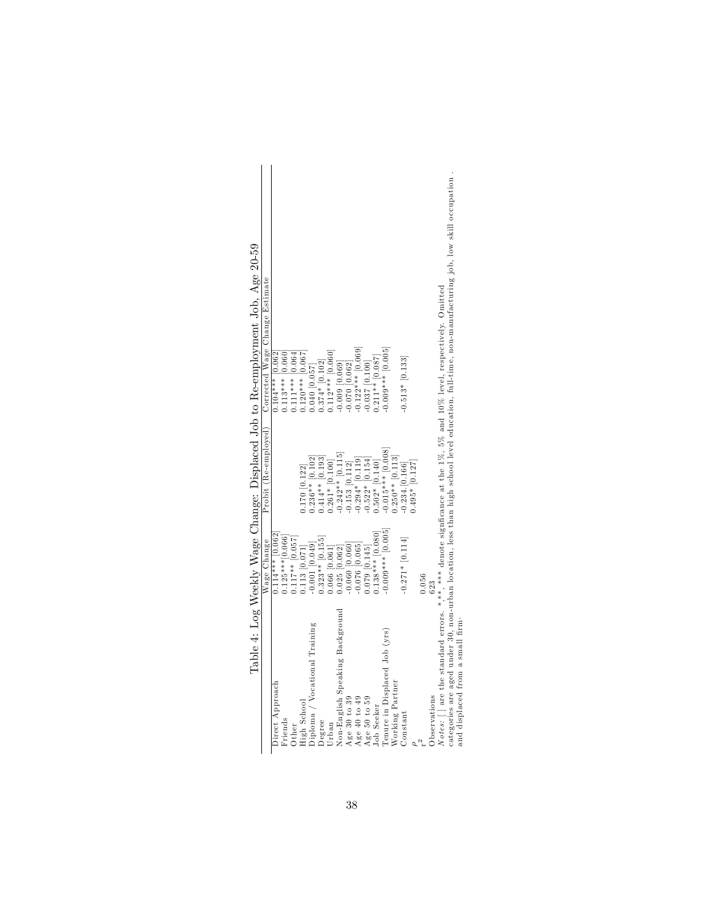Table 4: Log Weekly Wage Change: Displaced Job to Re-employment Job, Age 20-59

| | Wage Change | Probit (Re-employed) | Corrected Wage Change Estimate |
|---|---|---|---|
| Direct Approach | 0.114*** [0.062] | | 0.104*** [0.062] |
| Friends | 0.125***[0.066] | | 0.113*** [0.060] |
| Other | 0.117** [0.057] | | 0.111*** [0.064] |
| High School | 0.113 [0.071] | 0.170 [0.122] | 0.120*** [0.067] |
| Diploma / Vocational Training | -0.001 [0.049] | 0.236** [0.102] | 0.040 [0.057] |
| Degree | 0.323** [0.155] | 0.414** [0.193] | 0.374* [0.102] |
| Urban | 0.066 [0.061] | 0.261* [0.100] | 0.112*** [0.060] |
| Non-English Speaking Background | 0.025 [0.062] | -0.242** [0.115] | -0.009 [0.069] |
| Age 30 to 39 | -0.060 [0.060] | -0.153 [0.112] | -0.070 [0.062] |
| Age 40 to 49 | -0.076 [0.065] | -0.294* [0.119] | -0.122*** [0.069] |
| Age 50 to 59 | 0.079 [0.145] | -0.522* [0.154] | -0.037 [0.100] |
| Job Seeker | 0.138*** [0.080] | 0.502* [0.140] | 0.211** [0.087] |
| Tenure in Displaced Job (yrs) | -0.009*** [0.005] | -0.015*** [0.008] | -0.009*** [0.005] |
| Working Partner | | 0.250** [0.113] | |
| Constant | -0.271* [0.114] | -0.234 [0.166] | -0.513* [0.133] |
| $\rho$ | | 0.495* [0.127] | |
| $r^2$ | 0.056 | | |
| Observations | 623 | | |

*Notes:* [ ] are the standard errors. *,**,*** denote signficance at the 1%, 5% and 10% level, respectively. Omitted categories are aged under 30, non-urban location, less than high school level education, full-time, non-manufacturing job, low skill occupation and displaced from a small firm.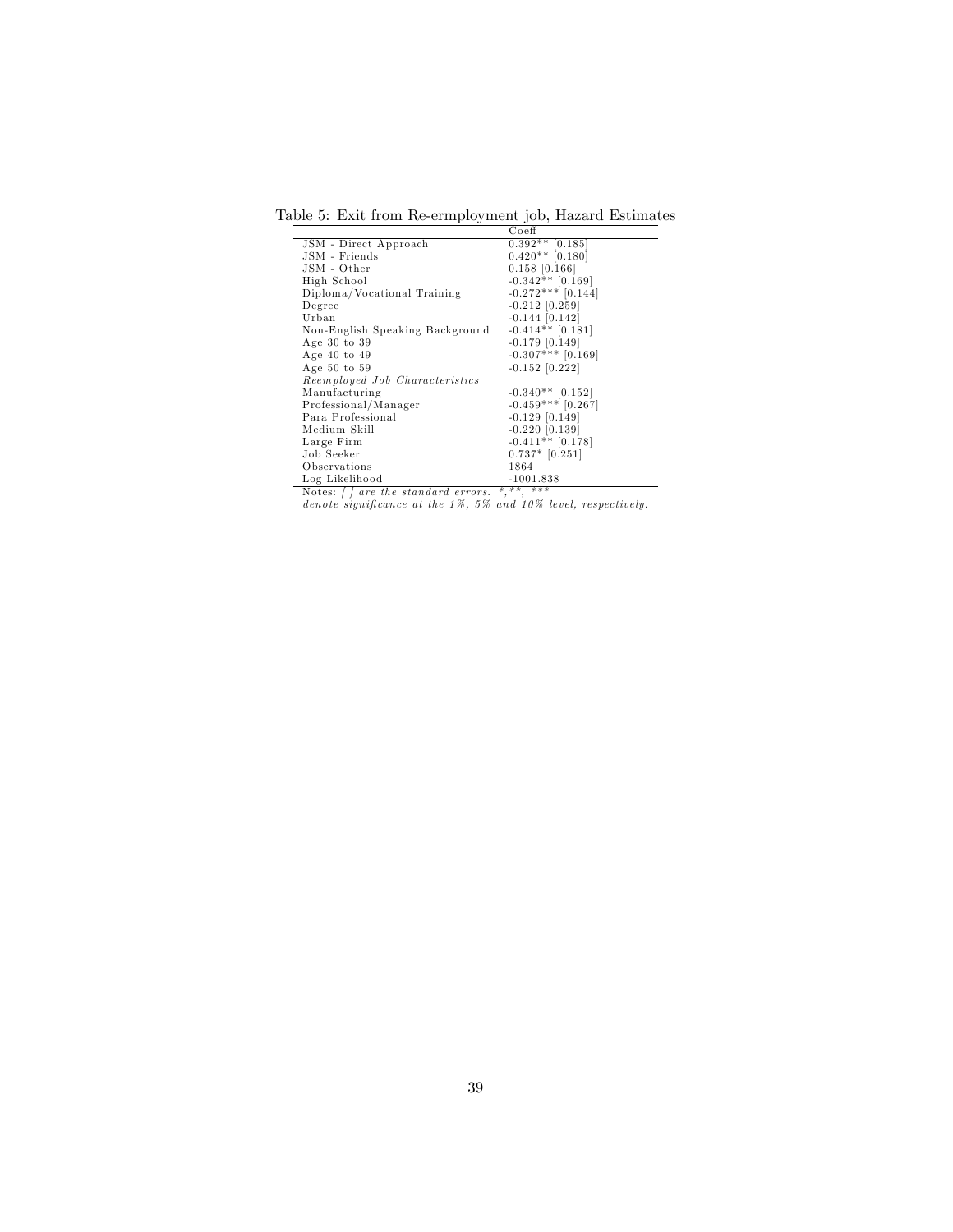Table 5: Exit from Re-ermployment job, Hazard Estimates

| | Coeff |
|---|---|
| JSM - Direct Approach | 0.392** [0.185] |
| JSM - Friends | 0.420** [0.180] |
| JSM - Other | 0.158 [0.166] |
| High School | -0.342** [0.169] |
| Diploma/Vocational Training | -0.272*** [0.144] |
| Degree | -0.212 [0.259] |
| Urban | -0.144 [0.142] |
| Non-English Speaking Background | -0.414** [0.181] |
| Age 30 to 39 | -0.179 [0.149] |
| Age 40 to 49 | -0.307*** [0.169] |
| Age 50 to 59 | -0.152 [0.222] |
| *Reemployed Job Characteristics* | |
| Manufacturing | -0.340** [0.152] |
| Professional/Manager | -0.459*** [0.267] |
| Para Professional | -0.129 [0.149] |
| Medium Skill | -0.220 [0.139] |
| Large Firm | -0.411** [0.178] |
| Job Seeker | 0.737* [0.251] |
| Observations | 1864 |
| Log Likelihood | -1001.838 |

Notes: *[ ] are the standard errors. *,**, *** denote significance at the 1%, 5% and 10% level, respectively.*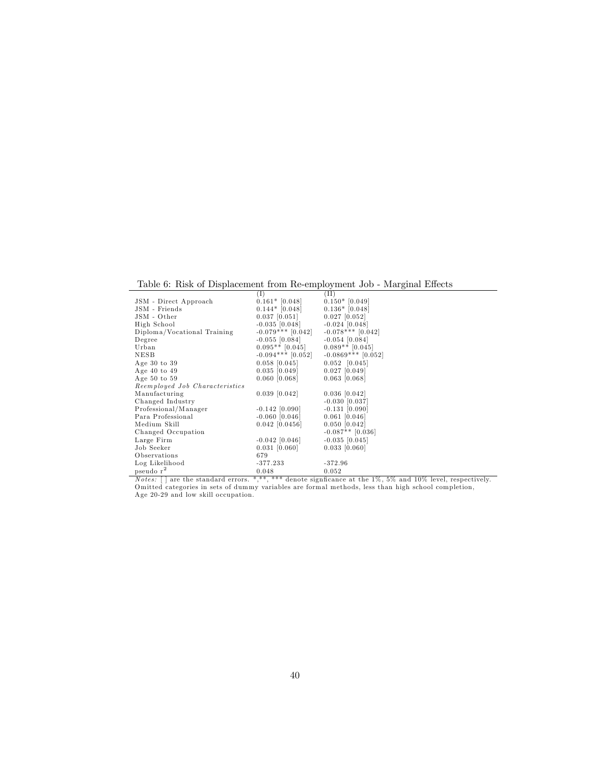Table 6: Risk of Displacement from Re-employment Job - Marginal Effects

| | (I) | (II) |
|---|---|---|
| JSM - Direct Approach | 0.161* [0.048] | 0.150* [0.049] |
| JSM - Friends | 0.144* [0.048] | 0.136* [0.048] |
| JSM - Other | 0.037 [0.051] | 0.027 [0.052] |
| High School | -0.035 [0.048] | -0.024 [0.048] |
| Diploma/Vocational Training | -0.079*** [0.042] | -0.078*** [0.042] |
| Degree | -0.055 [0.084] | -0.054 [0.084] |
| Urban | 0.095** [0.045] | 0.089** [0.045] |
| NESB | -0.094*** [0.052] | -0.0869*** [0.052] |
| Age 30 to 39 | 0.058 [0.045] | 0.052 [0.045] |
| Age 40 to 49 | 0.035 [0.049] | 0.027 [0.049] |
| Age 50 to 59 | 0.060 [0.068] | 0.063 [0.068] |
| *Reemployed Job Characteristics* | | |
| Manufacturing | 0.039 [0.042] | 0.036 [0.042] |
| Changed Industry | | -0.030 [0.037] |
| Professional/Manager | -0.142 [0.090] | -0.131 [0.090] |
| Para Professional | -0.060 [0.046] | 0.061 [0.046] |
| Medium Skill | 0.042 [0.0456] | 0.050 [0.042] |
| Changed Occupation | | -0.087** [0.036] |
| Large Firm | -0.042 [0.046] | -0.035 [0.045] |
| Job Seeker | 0.031 [0.060] | 0.033 [0.060] |
| Observations | 679 | |
| Log Likelihood | -377.233 | -372.96 |
| pseudo $r^2$ | 0.048 | 0.052 |

*Notes:* [ ] are the standard errors. *,**, *** denote signficance at the 1%, 5% and 10% level, respectively. Omitted categories in sets of dummy variables are formal methods, less than high school completion, Age 20-29 and low skill occupation.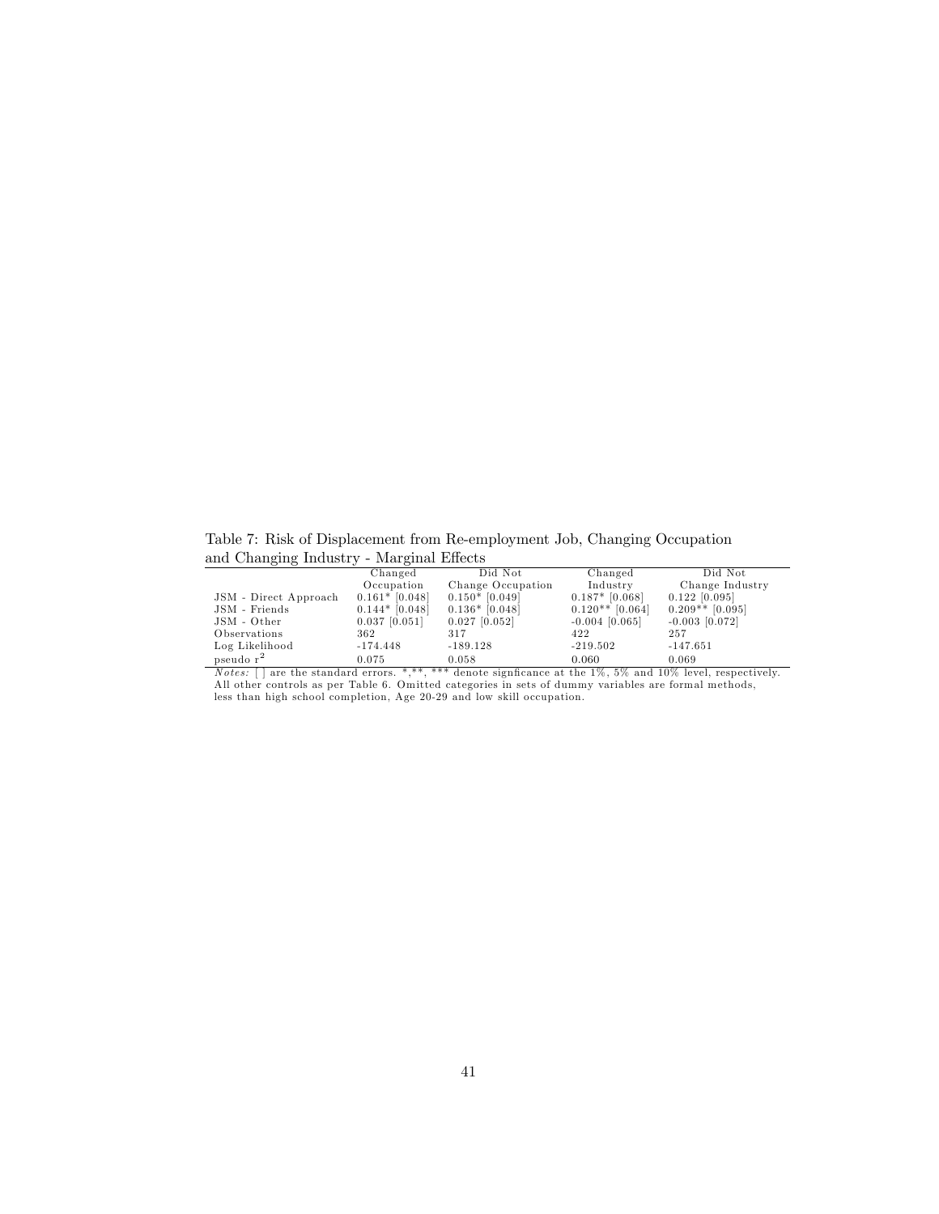Table 7: Risk of Displacement from Re-employment Job, Changing Occupation and Changing Industry - Marginal Effects

| | Changed Occupation | Did Not Change Occupation | Changed Industry | Did Not Change Industry |
|---|---|---|---|---|
| JSM - Direct Approach | 0.161* [0.048] | 0.150* [0.049] | 0.187* [0.068] | 0.122 [0.095] |
| JSM - Friends | 0.144* [0.048] | 0.136* [0.048] | 0.120** [0.064] | 0.209** [0.095] |
| JSM - Other | 0.037 [0.051] | 0.027 [0.052] | -0.004 [0.065] | -0.003 [0.072] |
| Observations | 362 | 317 | 422 | 257 |
| Log Likelihood | -174.448 | -189.128 | -219.502 | -147.651 |
| pseudo $r^2$ | 0.075 | 0.058 | 0.060 | 0.069 |

*Notes:* [ ] are the standard errors. *,**, *** denote signficance at the 1%, 5% and 10% level, respectively. All other controls as per Table 6. Omitted categories in sets of dummy variables are formal methods, less than high school completion, Age 20-29 and low skill occupation.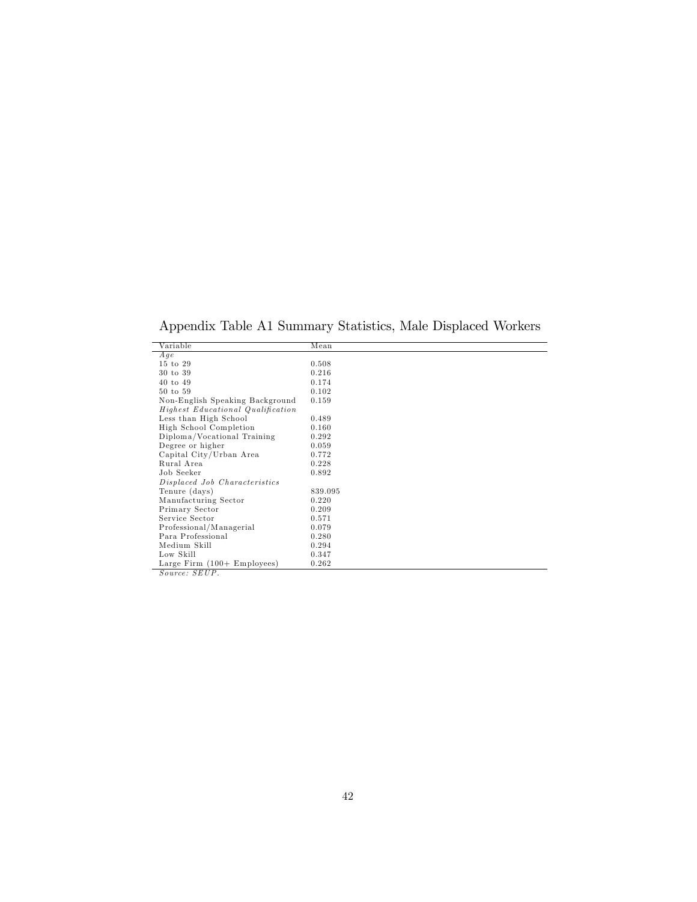# Appendix Table A1 Summary Statistics, Male Displaced Workers

| Variable | Mean |
|---|---|
| *Age* | |
| 15 to 29 | 0.508 |
| 30 to 39 | 0.216 |
| 40 to 49 | 0.174 |
| 50 to 59 | 0.102 |
| Non-English Speaking Background | 0.159 |
| *Highest Educational Qualification* | |
| Less than High School | 0.489 |
| High School Completion | 0.160 |
| Diploma/Vocational Training | 0.292 |
| Degree or higher | 0.059 |
| Capital City/Urban Area | 0.772 |
| Rural Area | 0.228 |
| Job Seeker | 0.892 |
| *Displaced Job Characteristics* | |
| Tenure (days) | 839.095 |
| Manufacturing Sector | 0.220 |
| Primary Sector | 0.209 |
| Service Sector | 0.571 |
| Professional/Managerial | 0.079 |
| Para Professional | 0.280 |
| Medium Skill | 0.294 |
| Low Skill | 0.347 |
| Large Firm (100+ Employees) | 0.262 |

*Source: SEUP.*